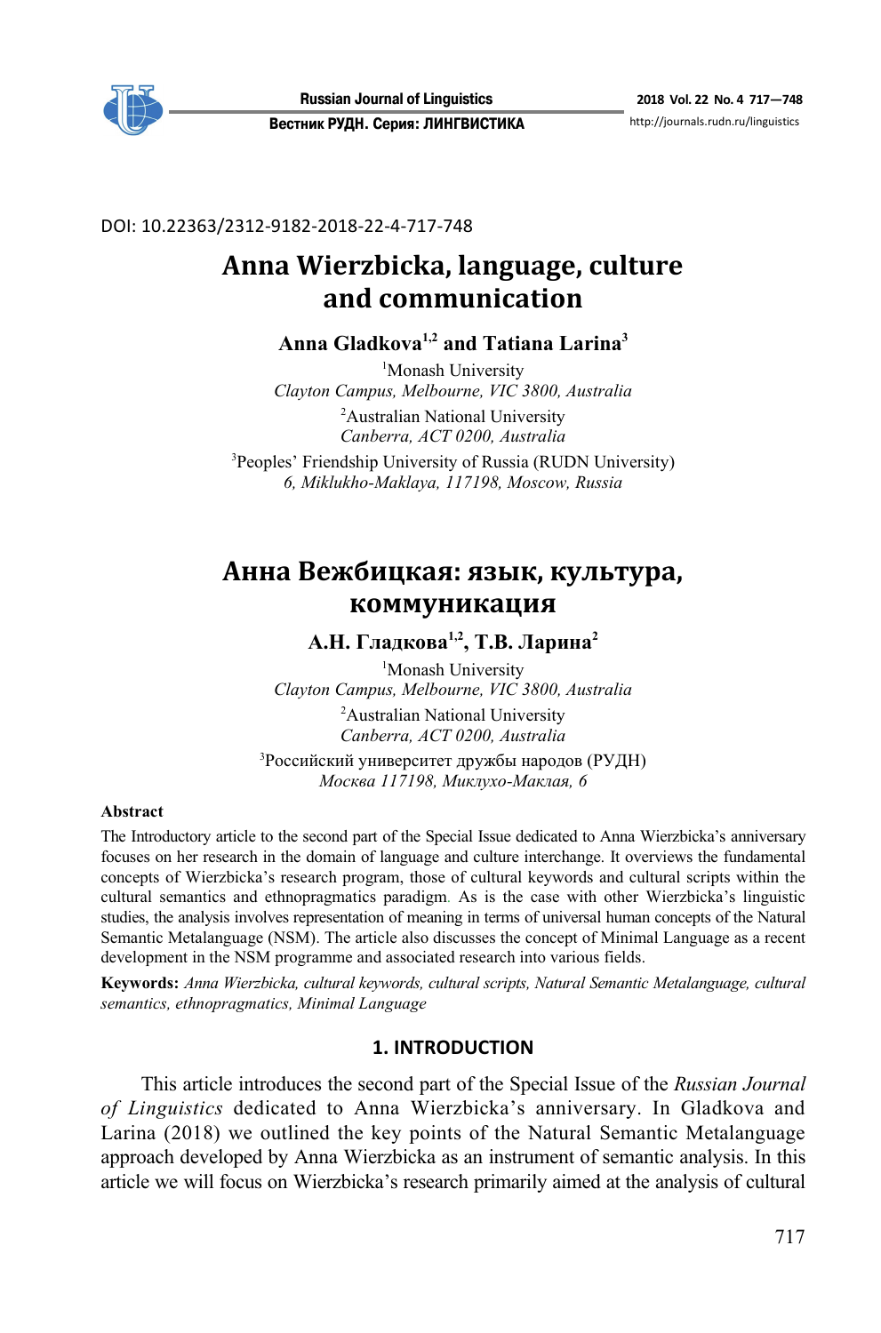DOI: 10.22363/2312-9182-2018-22-4-717-748

# Anna Wierzbicka, language, culture and communication

**Anna Gladkova[1,2] and Tatiana Larina[3]**

[1]Monash University
*Clayton Campus, Melbourne, VIC 3800, Australia*

[2]Australian National University
*Canberra, ACT 0200, Australia*

[3]Peoples' Friendship University of Russia (RUDN University)
*6, Miklukho-Maklaya, 117198, Moscow, Russia*

# Анна Вежбицкая: язык, культура, коммуникация

**А.Н. Гладкова[1,2], Т.В. Ларина[2]**

[1]Monash University
*Clayton Campus, Melbourne, VIC 3800, Australia*

[2]Australian National University
*Canberra, ACT 0200, Australia*

[3]Российский университет дружбы народов (РУДН)
*Москва 117198, Миклухо-Маклая, 6*

**Abstract**

The Introductory article to the second part of the Special Issue dedicated to Anna Wierzbicka's anniversary focuses on her research in the domain of language and culture interchange. It overviews the fundamental concepts of Wierzbicka's research program, those of cultural keywords and cultural scripts within the cultural semantics and ethnopragmatics paradigm. As is the case with other Wierzbicka's linguistic studies, the analysis involves representation of meaning in terms of universal human concepts of the Natural Semantic Metalanguage (NSM). The article also discusses the concept of Minimal Language as a recent development in the NSM programme and associated research into various fields.

**Keywords:** *Anna Wierzbicka, cultural keywords, cultural scripts, Natural Semantic Metalanguage, cultural semantics, ethnopragmatics, Minimal Language*

## 1. INTRODUCTION

This article introduces the second part of the Special Issue of the *Russian Journal of Linguistics* dedicated to Anna Wierzbicka's anniversary. In Gladkova and Larina (2018) we outlined the key points of the Natural Semantic Metalanguage approach developed by Anna Wierzbicka as an instrument of semantic analysis. In this article we will focus on Wierzbicka's research primarily aimed at the analysis of cultural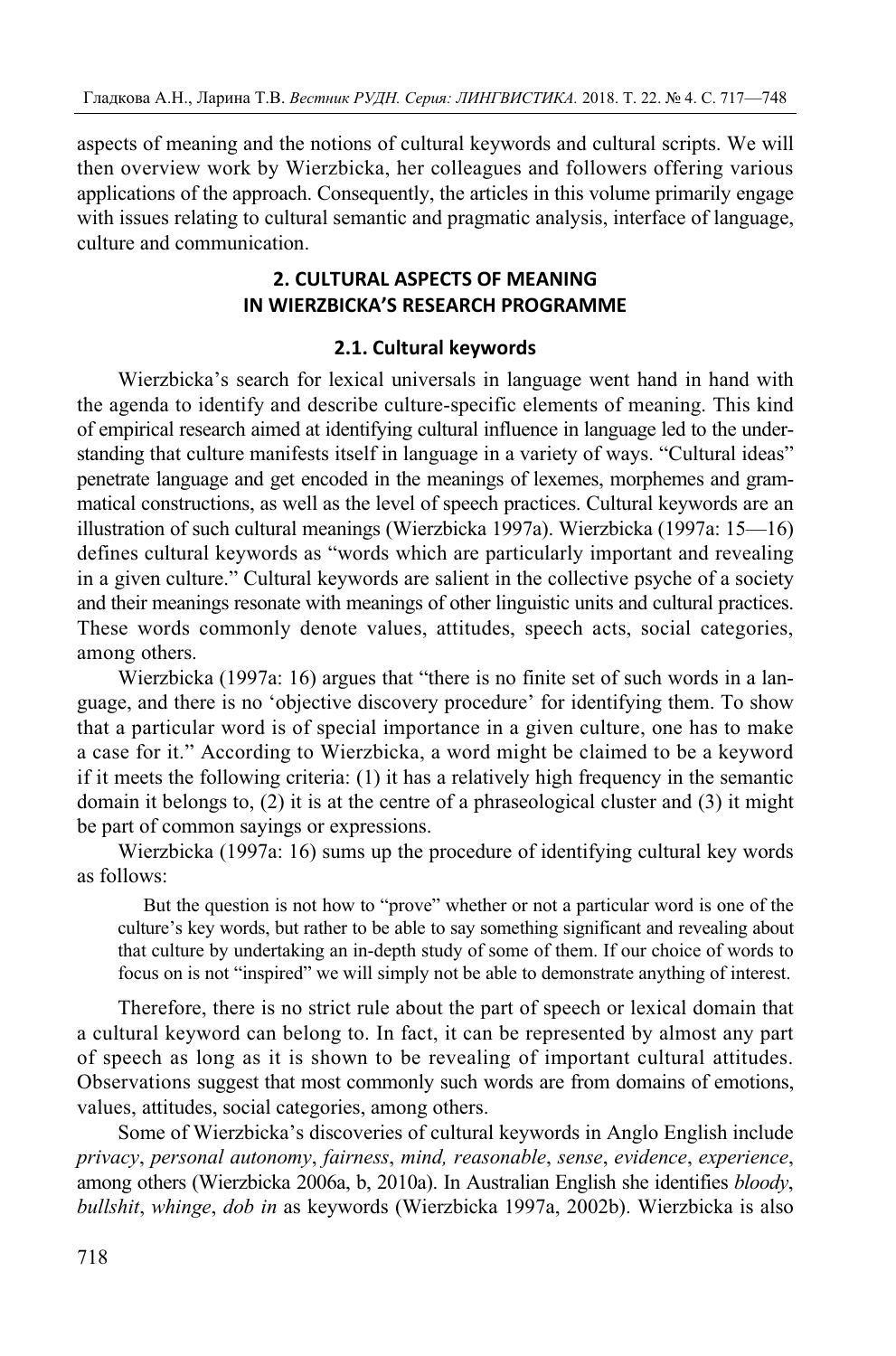aspects of meaning and the notions of cultural keywords and cultural scripts. We will then overview work by Wierzbicka, her colleagues and followers offering various applications of the approach. Consequently, the articles in this volume primarily engage with issues relating to cultural semantic and pragmatic analysis, interface of language, culture and communication.

## 2. CULTURAL ASPECTS OF MEANING IN WIERZBICKA'S RESEARCH PROGRAMME

### 2.1. Cultural keywords

Wierzbicka's search for lexical universals in language went hand in hand with the agenda to identify and describe culture-specific elements of meaning. This kind of empirical research aimed at identifying cultural influence in language led to the understanding that culture manifests itself in language in a variety of ways. "Cultural ideas" penetrate language and get encoded in the meanings of lexemes, morphemes and grammatical constructions, as well as the level of speech practices. Cultural keywords are an illustration of such cultural meanings (Wierzbicka 1997a). Wierzbicka (1997a: 15—16) defines cultural keywords as "words which are particularly important and revealing in a given culture." Cultural keywords are salient in the collective psyche of a society and their meanings resonate with meanings of other linguistic units and cultural practices. These words commonly denote values, attitudes, speech acts, social categories, among others.

Wierzbicka (1997a: 16) argues that "there is no finite set of such words in a language, and there is no 'objective discovery procedure' for identifying them. To show that a particular word is of special importance in a given culture, one has to make a case for it." According to Wierzbicka, a word might be claimed to be a keyword if it meets the following criteria: (1) it has a relatively high frequency in the semantic domain it belongs to, (2) it is at the centre of a phraseological cluster and (3) it might be part of common sayings or expressions.

Wierzbicka (1997a: 16) sums up the procedure of identifying cultural key words as follows:

> But the question is not how to "prove" whether or not a particular word is one of the culture's key words, but rather to be able to say something significant and revealing about that culture by undertaking an in-depth study of some of them. If our choice of words to focus on is not "inspired" we will simply not be able to demonstrate anything of interest.

Therefore, there is no strict rule about the part of speech or lexical domain that a cultural keyword can belong to. In fact, it can be represented by almost any part of speech as long as it is shown to be revealing of important cultural attitudes. Observations suggest that most commonly such words are from domains of emotions, values, attitudes, social categories, among others.

Some of Wierzbicka's discoveries of cultural keywords in Anglo English include *privacy*, *personal autonomy*, *fairness*, *mind, reasonable*, *sense*, *evidence*, *experience*, among others (Wierzbicka 2006a, b, 2010a). In Australian English she identifies *bloody*, *bullshit*, *whinge*, *dob in* as keywords (Wierzbicka 1997a, 2002b). Wierzbicka is also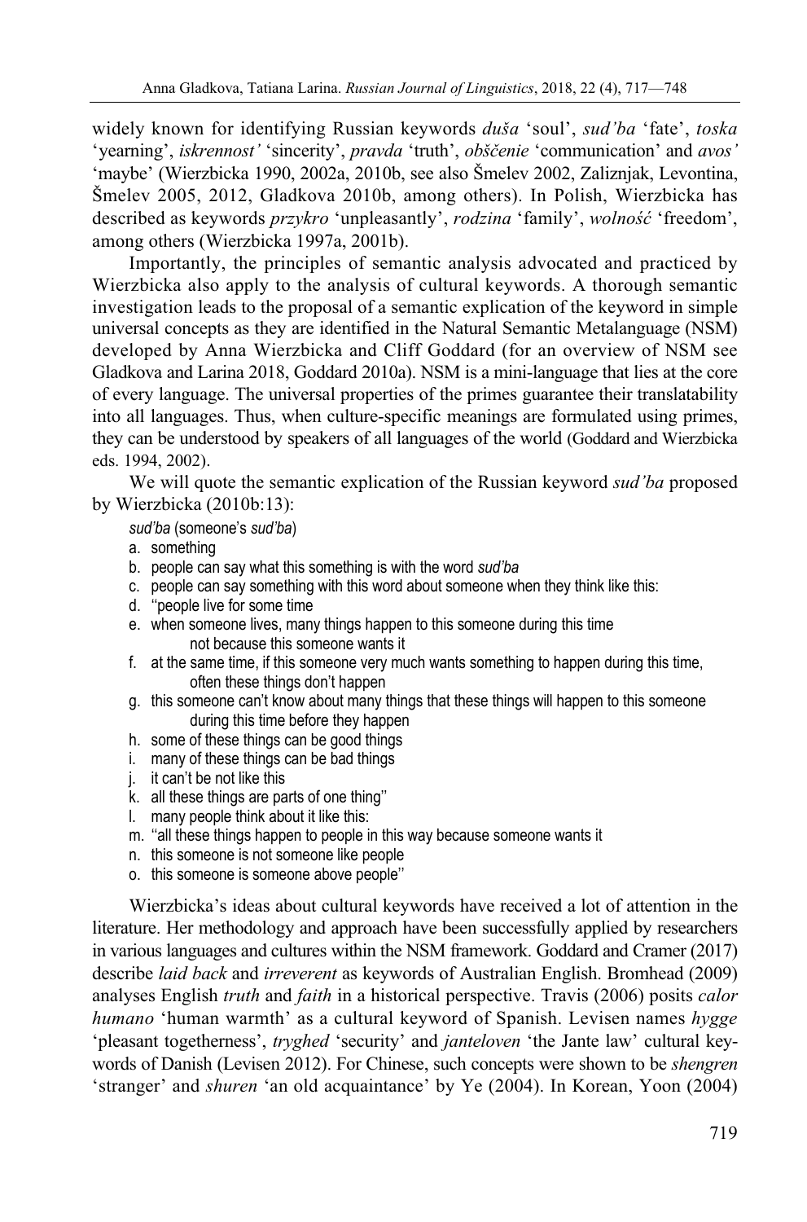widely known for identifying Russian keywords *duša* 'soul', *sud'ba* 'fate', *toska* 'yearning', *iskrennost'* 'sincerity', *pravda* 'truth', *obščenie* 'communication' and *avos'* 'maybe' (Wierzbicka 1990, 2002a, 2010b, see also Šmelev 2002, Zaliznjak, Levontina, Šmelev 2005, 2012, Gladkova 2010b, among others). In Polish, Wierzbicka has described as keywords *przykro* 'unpleasantly', *rodzina* 'family', *wolność* 'freedom', among others (Wierzbicka 1997a, 2001b).

Importantly, the principles of semantic analysis advocated and practiced by Wierzbicka also apply to the analysis of cultural keywords. A thorough semantic investigation leads to the proposal of a semantic explication of the keyword in simple universal concepts as they are identified in the Natural Semantic Metalanguage (NSM) developed by Anna Wierzbicka and Cliff Goddard (for an overview of NSM see Gladkova and Larina 2018, Goddard 2010a). NSM is a mini-language that lies at the core of every language. The universal properties of the primes guarantee their translatability into all languages. Thus, when culture-specific meanings are formulated using primes, they can be understood by speakers of all languages of the world (Goddard and Wierzbicka eds. 1994, 2002).

We will quote the semantic explication of the Russian keyword *sud'ba* proposed by Wierzbicka (2010b:13):

*sud'ba* (someone's *sud'ba*)

a. something
b. people can say what this something is with the word *sud'ba*
c. people can say something with this word about someone when they think like this:
d. "people live for some time
e. when someone lives, many things happen to this someone during this time
   not because this someone wants it
f. at the same time, if this someone very much wants something to happen during this time,
   often these things don't happen
g. this someone can't know about many things that these things will happen to this someone
   during this time before they happen
h. some of these things can be good things
i. many of these things can be bad things
j. it can't be not like this
k. all these things are parts of one thing"
l. many people think about it like this:
m. "all these things happen to people in this way because someone wants it
n. this someone is not someone like people
o. this someone is someone above people"

Wierzbicka's ideas about cultural keywords have received a lot of attention in the literature. Her methodology and approach have been successfully applied by researchers in various languages and cultures within the NSM framework. Goddard and Cramer (2017) describe *laid back* and *irreverent* as keywords of Australian English. Bromhead (2009) analyses English *truth* and *faith* in a historical perspective. Travis (2006) posits *calor humano* 'human warmth' as a cultural keyword of Spanish. Levisen names *hygge* 'pleasant togetherness', *tryghed* 'security' and *janteloven* 'the Jante law' cultural keywords of Danish (Levisen 2012). For Chinese, such concepts were shown to be *shengren* 'stranger' and *shuren* 'an old acquaintance' by Ye (2004). In Korean, Yoon (2004)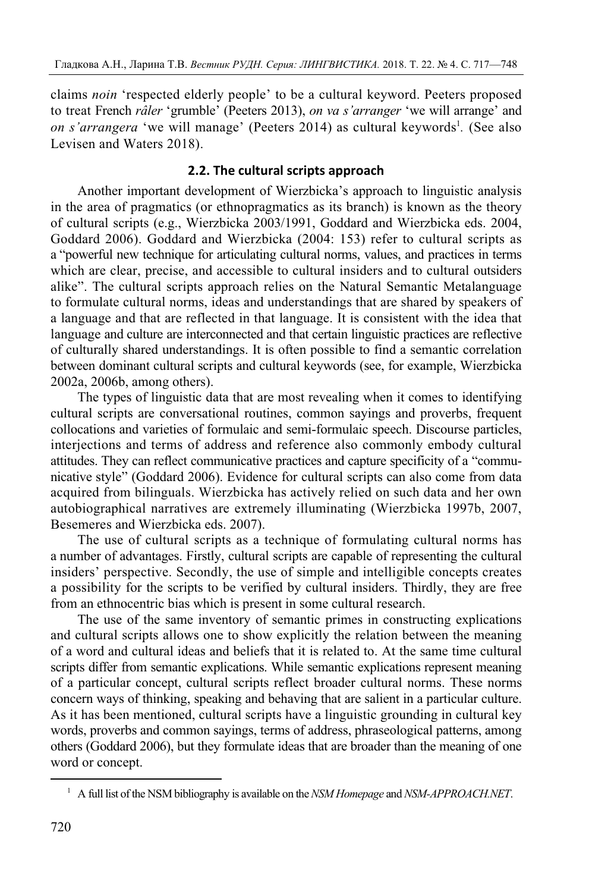claims *noin* 'respected elderly people' to be a cultural keyword. Peeters proposed to treat French *râler* 'grumble' (Peeters 2013), *on va s'arranger* 'we will arrange' and *on s'arrangera* 'we will manage' (Peeters 2014) as cultural keywords[1]. (See also Levisen and Waters 2018).

## 2.2. The cultural scripts approach

Another important development of Wierzbicka's approach to linguistic analysis in the area of pragmatics (or ethnopragmatics as its branch) is known as the theory of cultural scripts (e.g., Wierzbicka 2003/1991, Goddard and Wierzbicka eds. 2004, Goddard 2006). Goddard and Wierzbicka (2004: 153) refer to cultural scripts as a "powerful new technique for articulating cultural norms, values, and practices in terms which are clear, precise, and accessible to cultural insiders and to cultural outsiders alike". The cultural scripts approach relies on the Natural Semantic Metalanguage to formulate cultural norms, ideas and understandings that are shared by speakers of a language and that are reflected in that language. It is consistent with the idea that language and culture are interconnected and that certain linguistic practices are reflective of culturally shared understandings. It is often possible to find a semantic correlation between dominant cultural scripts and cultural keywords (see, for example, Wierzbicka 2002a, 2006b, among others).

The types of linguistic data that are most revealing when it comes to identifying cultural scripts are conversational routines, common sayings and proverbs, frequent collocations and varieties of formulaic and semi-formulaic speech. Discourse particles, interjections and terms of address and reference also commonly embody cultural attitudes. They can reflect communicative practices and capture specificity of a "communicative style" (Goddard 2006). Evidence for cultural scripts can also come from data acquired from bilinguals. Wierzbicka has actively relied on such data and her own autobiographical narratives are extremely illuminating (Wierzbicka 1997b, 2007, Besemeres and Wierzbicka eds. 2007).

The use of cultural scripts as a technique of formulating cultural norms has a number of advantages. Firstly, cultural scripts are capable of representing the cultural insiders' perspective. Secondly, the use of simple and intelligible concepts creates a possibility for the scripts to be verified by cultural insiders. Thirdly, they are free from an ethnocentric bias which is present in some cultural research.

The use of the same inventory of semantic primes in constructing explications and cultural scripts allows one to show explicitly the relation between the meaning of a word and cultural ideas and beliefs that it is related to. At the same time cultural scripts differ from semantic explications. While semantic explications represent meaning of a particular concept, cultural scripts reflect broader cultural norms. These norms concern ways of thinking, speaking and behaving that are salient in a particular culture. As it has been mentioned, cultural scripts have a linguistic grounding in cultural key words, proverbs and common sayings, terms of address, phraseological patterns, among others (Goddard 2006), but they formulate ideas that are broader than the meaning of one word or concept.

---

[1] A full list of the NSM bibliography is available on the *NSM Homepage* and *NSM-APPROACH.NET*.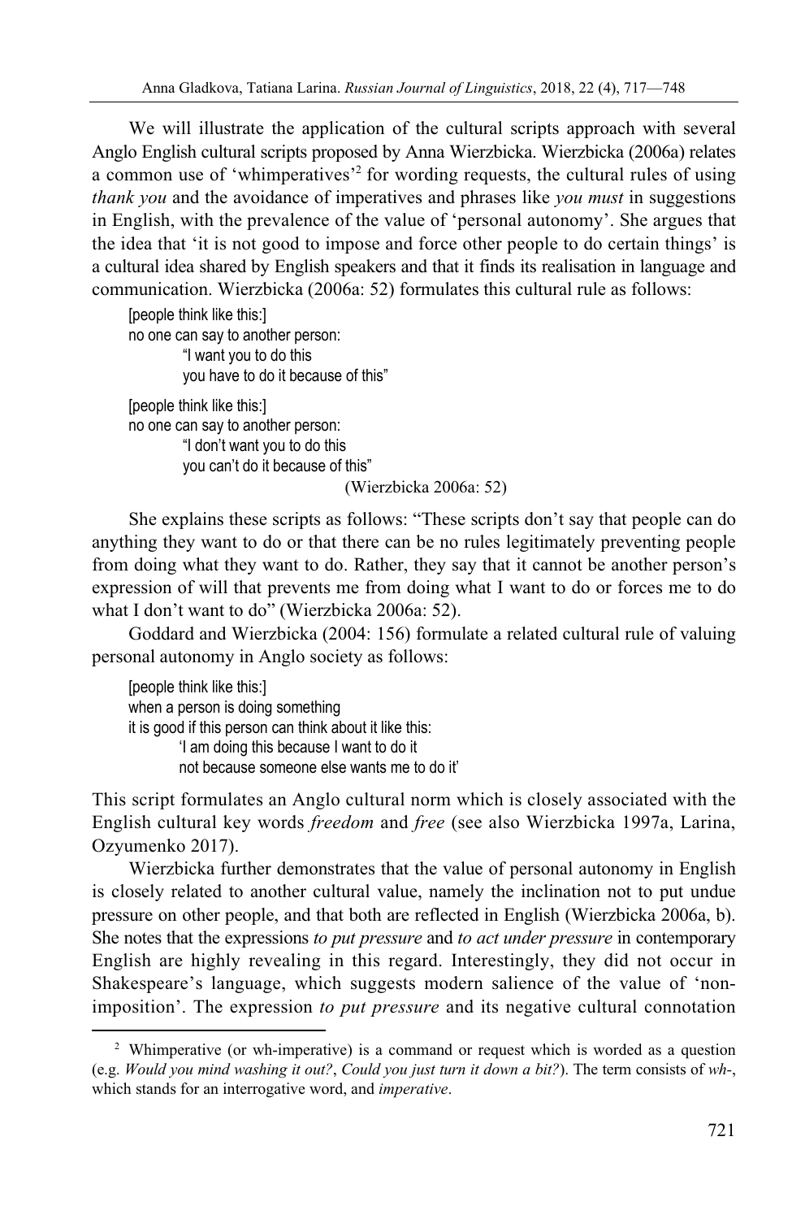We will illustrate the application of the cultural scripts approach with several Anglo English cultural scripts proposed by Anna Wierzbicka. Wierzbicka (2006a) relates a common use of 'whimperatives'[2] for wording requests, the cultural rules of using *thank you* and the avoidance of imperatives and phrases like *you must* in suggestions in English, with the prevalence of the value of 'personal autonomy'. She argues that the idea that 'it is not good to impose and force other people to do certain things' is a cultural idea shared by English speakers and that it finds its realisation in language and communication. Wierzbicka (2006a: 52) formulates this cultural rule as follows:

> [people think like this:]
> no one can say to another person:
>     "I want you to do this
>     you have to do it because of this"
>
> [people think like this:]
> no one can say to another person:
>     "I don't want you to do this
>     you can't do it because of this"
>
> (Wierzbicka 2006a: 52)

She explains these scripts as follows: "These scripts don't say that people can do anything they want to do or that there can be no rules legitimately preventing people from doing what they want to do. Rather, they say that it cannot be another person's expression of will that prevents me from doing what I want to do or forces me to do what I don't want to do" (Wierzbicka 2006a: 52).

Goddard and Wierzbicka (2004: 156) formulate a related cultural rule of valuing personal autonomy in Anglo society as follows:

> [people think like this:]
> when a person is doing something
> it is good if this person can think about it like this:
>     'I am doing this because I want to do it
>     not because someone else wants me to do it'

This script formulates an Anglo cultural norm which is closely associated with the English cultural key words *freedom* and *free* (see also Wierzbicka 1997a, Larina, Ozyumenko 2017).

Wierzbicka further demonstrates that the value of personal autonomy in English is closely related to another cultural value, namely the inclination not to put undue pressure on other people, and that both are reflected in English (Wierzbicka 2006a, b). She notes that the expressions *to put pressure* and *to act under pressure* in contemporary English are highly revealing in this regard. Interestingly, they did not occur in Shakespeare's language, which suggests modern salience of the value of 'non-imposition'. The expression *to put pressure* and its negative cultural connotation

---

[2] Whimperative (or wh-imperative) is a command or request which is worded as a question (e.g. *Would you mind washing it out?*, *Could you just turn it down a bit?*). The term consists of *wh*-, which stands for an interrogative word, and *imperative*.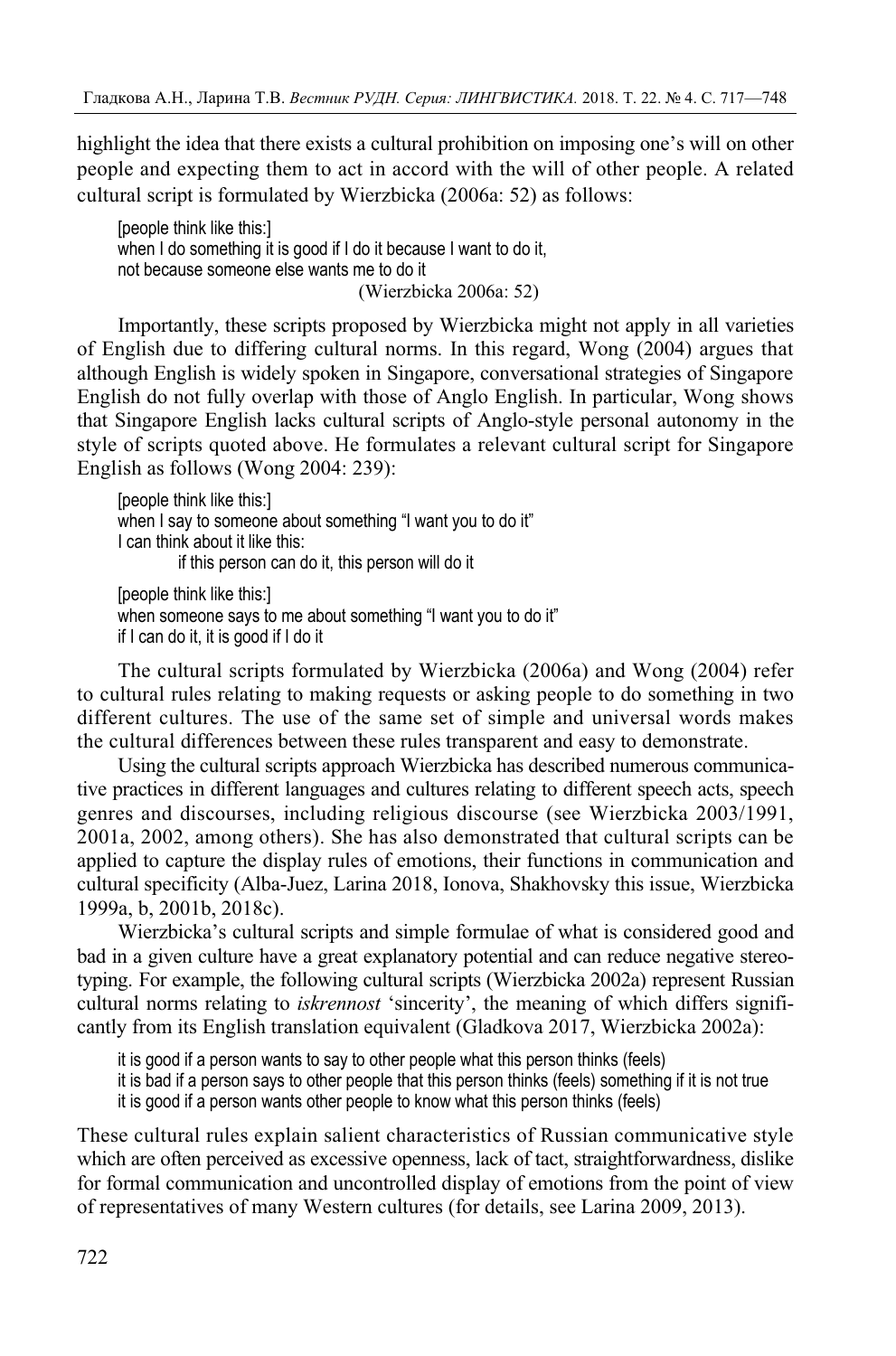highlight the idea that there exists a cultural prohibition on imposing one's will on other people and expecting them to act in accord with the will of other people. A related cultural script is formulated by Wierzbicka (2006a: 52) as follows:

> [people think like this:]
> when I do something it is good if I do it because I want to do it,
> not because someone else wants me to do it
> (Wierzbicka 2006a: 52)

Importantly, these scripts proposed by Wierzbicka might not apply in all varieties of English due to differing cultural norms. In this regard, Wong (2004) argues that although English is widely spoken in Singapore, conversational strategies of Singapore English do not fully overlap with those of Anglo English. In particular, Wong shows that Singapore English lacks cultural scripts of Anglo-style personal autonomy in the style of scripts quoted above. He formulates a relevant cultural script for Singapore English as follows (Wong 2004: 239):

> [people think like this:]
> when I say to someone about something "I want you to do it"
> I can think about it like this:
> if this person can do it, this person will do it
>
> [people think like this:]
> when someone says to me about something "I want you to do it"
> if I can do it, it is good if I do it

The cultural scripts formulated by Wierzbicka (2006a) and Wong (2004) refer to cultural rules relating to making requests or asking people to do something in two different cultures. The use of the same set of simple and universal words makes the cultural differences between these rules transparent and easy to demonstrate.

Using the cultural scripts approach Wierzbicka has described numerous communicative practices in different languages and cultures relating to different speech acts, speech genres and discourses, including religious discourse (see Wierzbicka 2003/1991, 2001a, 2002, among others). She has also demonstrated that cultural scripts can be applied to capture the display rules of emotions, their functions in communication and cultural specificity (Alba-Juez, Larina 2018, Ionova, Shakhovsky this issue, Wierzbicka 1999a, b, 2001b, 2018c).

Wierzbicka's cultural scripts and simple formulae of what is considered good and bad in a given culture have a great explanatory potential and can reduce negative stereotyping. For example, the following cultural scripts (Wierzbicka 2002a) represent Russian cultural norms relating to *iskrennost* 'sincerity', the meaning of which differs significantly from its English translation equivalent (Gladkova 2017, Wierzbicka 2002a):

> it is good if a person wants to say to other people what this person thinks (feels)
> it is bad if a person says to other people that this person thinks (feels) something if it is not true
> it is good if a person wants other people to know what this person thinks (feels)

These cultural rules explain salient characteristics of Russian communicative style which are often perceived as excessive openness, lack of tact, straightforwardness, dislike for formal communication and uncontrolled display of emotions from the point of view of representatives of many Western cultures (for details, see Larina 2009, 2013).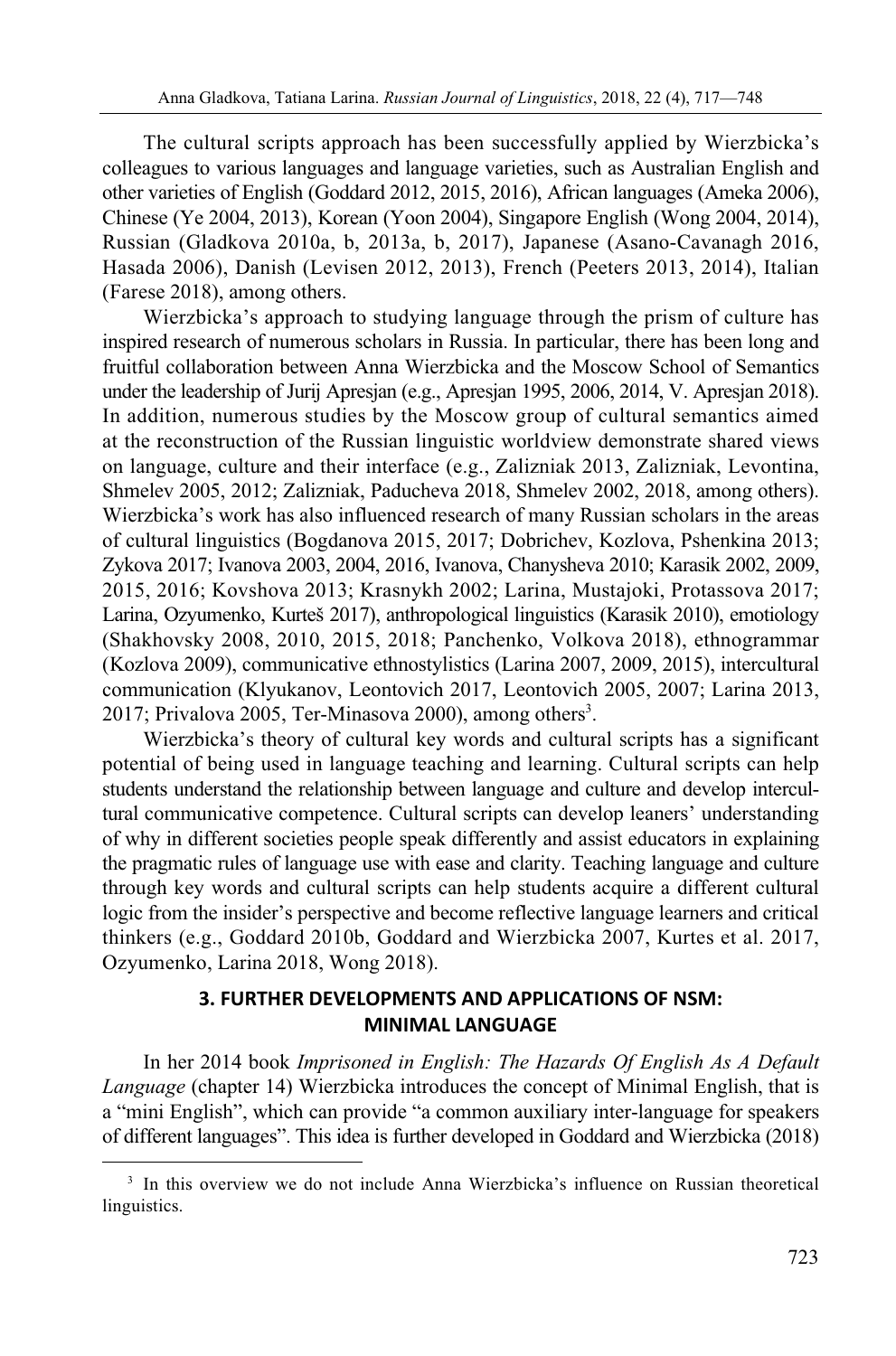The cultural scripts approach has been successfully applied by Wierzbicka's colleagues to various languages and language varieties, such as Australian English and other varieties of English (Goddard 2012, 2015, 2016), African languages (Ameka 2006), Chinese (Ye 2004, 2013), Korean (Yoon 2004), Singapore English (Wong 2004, 2014), Russian (Gladkova 2010a, b, 2013a, b, 2017), Japanese (Asano-Cavanagh 2016, Hasada 2006), Danish (Levisen 2012, 2013), French (Peeters 2013, 2014), Italian (Farese 2018), among others.

Wierzbicka's approach to studying language through the prism of culture has inspired research of numerous scholars in Russia. In particular, there has been long and fruitful collaboration between Anna Wierzbicka and the Moscow School of Semantics under the leadership of Jurij Apresjan (e.g., Apresjan 1995, 2006, 2014, V. Apresjan 2018). In addition, numerous studies by the Moscow group of cultural semantics aimed at the reconstruction of the Russian linguistic worldview demonstrate shared views on language, culture and their interface (e.g., Zalizniak 2013, Zalizniak, Levontina, Shmelev 2005, 2012; Zalizniak, Paducheva 2018, Shmelev 2002, 2018, among others). Wierzbicka's work has also influenced research of many Russian scholars in the areas of cultural linguistics (Bogdanova 2015, 2017; Dobrichev, Kozlova, Pshenkina 2013; Zykova 2017; Ivanova 2003, 2004, 2016, Ivanova, Chanysheva 2010; Karasik 2002, 2009, 2015, 2016; Kovshova 2013; Krasnykh 2002; Larina, Mustajoki, Protassova 2017; Larina, Ozyumenko, Kurteš 2017), anthropological linguistics (Karasik 2010), emotiology (Shakhovsky 2008, 2010, 2015, 2018; Panchenko, Volkova 2018), ethnogrammar (Kozlova 2009), communicative ethnostylistics (Larina 2007, 2009, 2015), intercultural communication (Klyukanov, Leontovich 2017, Leontovich 2005, 2007; Larina 2013, 2017; Privalova 2005, Ter-Minasova 2000), among others[3].

Wierzbicka's theory of cultural key words and cultural scripts has a significant potential of being used in language teaching and learning. Cultural scripts can help students understand the relationship between language and culture and develop intercultural communicative competence. Cultural scripts can develop leaners' understanding of why in different societies people speak differently and assist educators in explaining the pragmatic rules of language use with ease and clarity. Teaching language and culture through key words and cultural scripts can help students acquire a different cultural logic from the insider's perspective and become reflective language learners and critical thinkers (e.g., Goddard 2010b, Goddard and Wierzbicka 2007, Kurtes et al. 2017, Ozyumenko, Larina 2018, Wong 2018).

## 3. FURTHER DEVELOPMENTS AND APPLICATIONS OF NSM: MINIMAL LANGUAGE

In her 2014 book *Imprisoned in English: The Hazards Of English As A Default Language* (chapter 14) Wierzbicka introduces the concept of Minimal English, that is a "mini English", which can provide "a common auxiliary inter-language for speakers of different languages". This idea is further developed in Goddard and Wierzbicka (2018)

---

[3] In this overview we do not include Anna Wierzbicka's influence on Russian theoretical linguistics.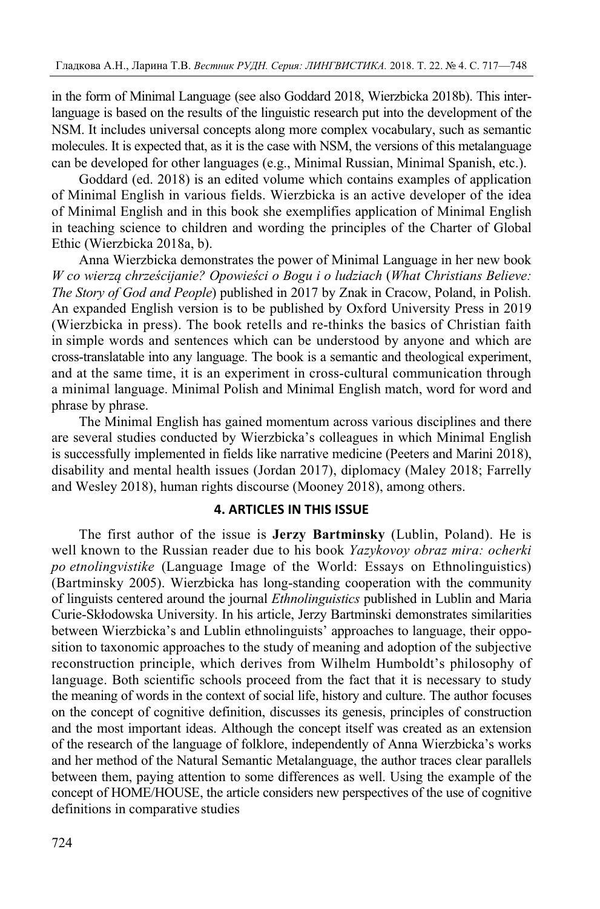in the form of Minimal Language (see also Goddard 2018, Wierzbicka 2018b). This interlanguage is based on the results of the linguistic research put into the development of the NSM. It includes universal concepts along more complex vocabulary, such as semantic molecules. It is expected that, as it is the case with NSM, the versions of this metalanguage can be developed for other languages (e.g., Minimal Russian, Minimal Spanish, etc.).

Goddard (ed. 2018) is an edited volume which contains examples of application of Minimal English in various fields. Wierzbicka is an active developer of the idea of Minimal English and in this book she exemplifies application of Minimal English in teaching science to children and wording the principles of the Charter of Global Ethic (Wierzbicka 2018a, b).

Anna Wierzbicka demonstrates the power of Minimal Language in her new book *W co wierzą chrześcijanie? Opowieści o Bogu i o ludziach* (*What Christians Believe: The Story of God and People*) published in 2017 by Znak in Cracow, Poland, in Polish. An expanded English version is to be published by Oxford University Press in 2019 (Wierzbicka in press). The book retells and re-thinks the basics of Christian faith in simple words and sentences which can be understood by anyone and which are cross-translatable into any language. The book is a semantic and theological experiment, and at the same time, it is an experiment in cross-cultural communication through a minimal language. Minimal Polish and Minimal English match, word for word and phrase by phrase.

The Minimal English has gained momentum across various disciplines and there are several studies conducted by Wierzbicka's colleagues in which Minimal English is successfully implemented in fields like narrative medicine (Peeters and Marini 2018), disability and mental health issues (Jordan 2017), diplomacy (Maley 2018; Farrelly and Wesley 2018), human rights discourse (Mooney 2018), among others.

## 4. ARTICLES IN THIS ISSUE

The first author of the issue is **Jerzy Bartminsky** (Lublin, Poland). He is well known to the Russian reader due to his book *Yazykovoy obraz mira: ocherki po etnolingvistike* (Language Image of the World: Essays on Ethnolinguistics) (Bartminsky 2005). Wierzbicka has long-standing cooperation with the community of linguists centered around the journal *Ethnolinguistics* published in Lublin and Maria Curie-Skłodowska University. In his article, Jerzy Bartminski demonstrates similarities between Wierzbicka's and Lublin ethnolinguists' approaches to language, their opposition to taxonomic approaches to the study of meaning and adoption of the subjective reconstruction principle, which derives from Wilhelm Humboldt's philosophy of language. Both scientific schools proceed from the fact that it is necessary to study the meaning of words in the context of social life, history and culture. The author focuses on the concept of cognitive definition, discusses its genesis, principles of construction and the most important ideas. Although the concept itself was created as an extension of the research of the language of folklore, independently of Anna Wierzbicka's works and her method of the Natural Semantic Metalanguage, the author traces clear parallels between them, paying attention to some differences as well. Using the example of the concept of HOME/HOUSE, the article considers new perspectives of the use of cognitive definitions in comparative studies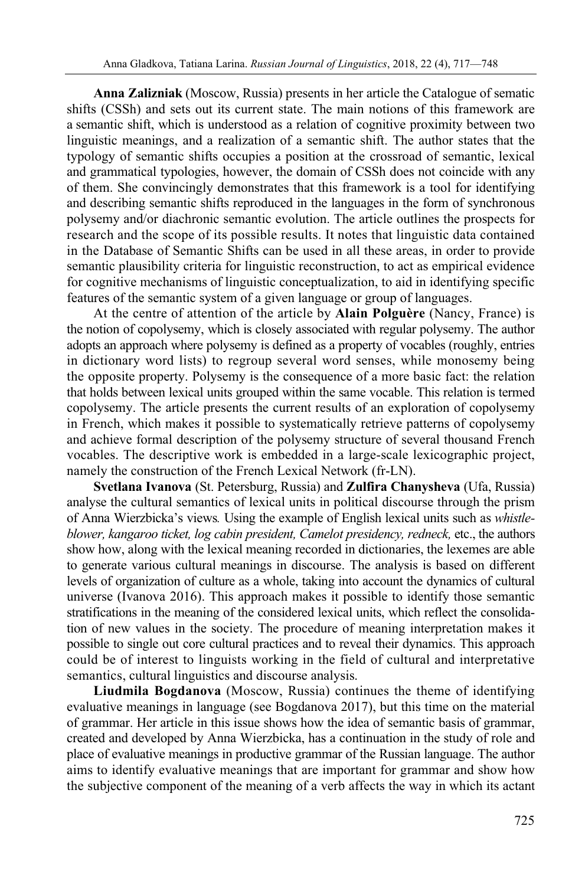**Anna Zalizniak** (Moscow, Russia) presents in her article the Catalogue of sematic shifts (CSSh) and sets out its current state. The main notions of this framework are a semantic shift, which is understood as a relation of cognitive proximity between two linguistic meanings, and a realization of a semantic shift. The author states that the typology of semantic shifts occupies a position at the crossroad of semantic, lexical and grammatical typologies, however, the domain of CSSh does not coincide with any of them. She convincingly demonstrates that this framework is a tool for identifying and describing semantic shifts reproduced in the languages in the form of synchronous polysemy and/or diachronic semantic evolution. The article outlines the prospects for research and the scope of its possible results. It notes that linguistic data contained in the Database of Semantic Shifts can be used in all these areas, in order to provide semantic plausibility criteria for linguistic reconstruction, to act as empirical evidence for cognitive mechanisms of linguistic conceptualization, to aid in identifying specific features of the semantic system of a given language or group of languages.

At the centre of attention of the article by **Alain Polguère** (Nancy, France) is the notion of copolysemy, which is closely associated with regular polysemy. The author adopts an approach where polysemy is defined as a property of vocables (roughly, entries in dictionary word lists) to regroup several word senses, while monosemy being the opposite property. Polysemy is the consequence of a more basic fact: the relation that holds between lexical units grouped within the same vocable. This relation is termed copolysemy. The article presents the current results of an exploration of copolysemy in French, which makes it possible to systematically retrieve patterns of copolysemy and achieve formal description of the polysemy structure of several thousand French vocables. The descriptive work is embedded in a large-scale lexicographic project, namely the construction of the French Lexical Network (fr-LN).

**Svetlana Ivanova** (St. Petersburg, Russia) and **Zulfira Chanysheva** (Ufa, Russia) analyse the cultural semantics of lexical units in political discourse through the prism of Anna Wierzbicka's views*.* Using the example of English lexical units such as *whistle-blower, kangaroo ticket, log cabin president, Camelot presidency, redneck,* etc., the authors show how, along with the lexical meaning recorded in dictionaries, the lexemes are able to generate various cultural meanings in discourse. The analysis is based on different levels of organization of culture as a whole, taking into account the dynamics of cultural universe (Ivanova 2016). This approach makes it possible to identify those semantic stratifications in the meaning of the considered lexical units, which reflect the consolidation of new values in the society. The procedure of meaning interpretation makes it possible to single out core cultural practices and to reveal their dynamics. This approach could be of interest to linguists working in the field of cultural and interpretative semantics, cultural linguistics and discourse analysis.

**Liudmila Bogdanova** (Moscow, Russia) continues the theme of identifying evaluative meanings in language (see Bogdanova 2017), but this time on the material of grammar. Her article in this issue shows how the idea of semantic basis of grammar, created and developed by Anna Wierzbicka, has a continuation in the study of role and place of evaluative meanings in productive grammar of the Russian language. The author aims to identify evaluative meanings that are important for grammar and show how the subjective component of the meaning of a verb affects the way in which its actant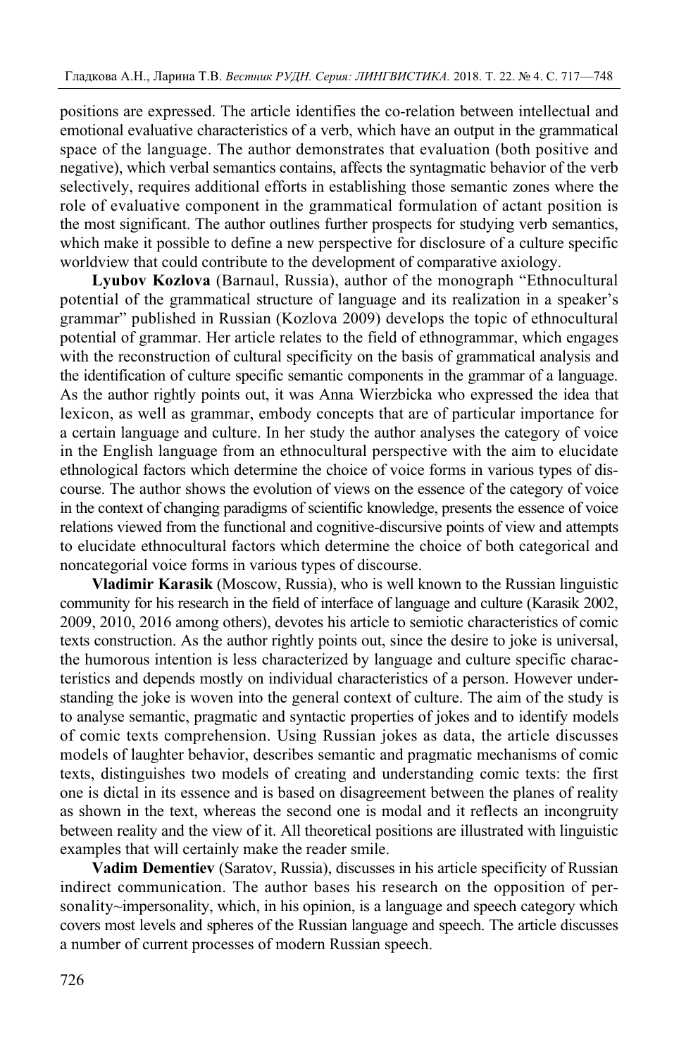positions are expressed. The article identifies the co-relation between intellectual and emotional evaluative characteristics of a verb, which have an output in the grammatical space of the language. The author demonstrates that evaluation (both positive and negative), which verbal semantics contains, affects the syntagmatic behavior of the verb selectively, requires additional efforts in establishing those semantic zones where the role of evaluative component in the grammatical formulation of actant position is the most significant. The author outlines further prospects for studying verb semantics, which make it possible to define a new perspective for disclosure of a culture specific worldview that could contribute to the development of comparative axiology.

**Lyubov Kozlova** (Barnaul, Russia), author of the monograph "Ethnocultural potential of the grammatical structure of language and its realization in a speaker's grammar" published in Russian (Kozlova 2009) develops the topic of ethnocultural potential of grammar. Her article relates to the field of ethnogrammar, which engages with the reconstruction of cultural specificity on the basis of grammatical analysis and the identification of culture specific semantic components in the grammar of a language. As the author rightly points out, it was Anna Wierzbicka who expressed the idea that lexicon, as well as grammar, embody concepts that are of particular importance for a certain language and culture. In her study the author analyses the category of voice in the English language from an ethnocultural perspective with the aim to elucidate ethnological factors which determine the choice of voice forms in various types of discourse. The author shows the evolution of views on the essence of the category of voice in the context of changing paradigms of scientific knowledge, presents the essence of voice relations viewed from the functional and cognitive-discursive points of view and attempts to elucidate ethnocultural factors which determine the choice of both categorical and noncategorial voice forms in various types of discourse.

**Vladimir Karasik** (Moscow, Russia), who is well known to the Russian linguistic community for his research in the field of interface of language and culture (Karasik 2002, 2009, 2010, 2016 among others), devotes his article to semiotic characteristics of comic texts construction. As the author rightly points out, since the desire to joke is universal, the humorous intention is less characterized by language and culture specific characteristics and depends mostly on individual characteristics of a person. However understanding the joke is woven into the general context of culture. The aim of the study is to analyse semantic, pragmatic and syntactic properties of jokes and to identify models of comic texts comprehension. Using Russian jokes as data, the article discusses models of laughter behavior, describes semantic and pragmatic mechanisms of comic texts, distinguishes two models of creating and understanding comic texts: the first one is dictal in its essence and is based on disagreement between the planes of reality as shown in the text, whereas the second one is modal and it reflects an incongruity between reality and the view of it. All theoretical positions are illustrated with linguistic examples that will certainly make the reader smile.

**Vadim Dementiev** (Saratov, Russia), discusses in his article specificity of Russian indirect communication. The author bases his research on the opposition of personality~impersonality, which, in his opinion, is a language and speech category which covers most levels and spheres of the Russian language and speech. The article discusses a number of current processes of modern Russian speech.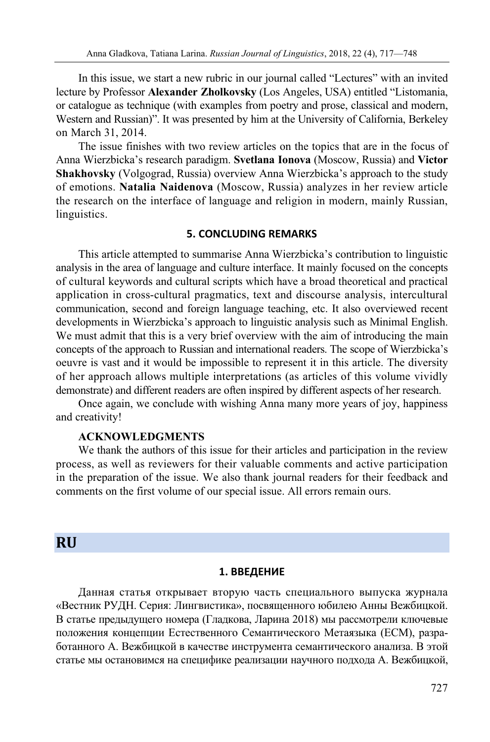In this issue, we start a new rubric in our journal called "Lectures" with an invited lecture by Professor **Alexander Zholkovsky** (Los Angeles, USA) entitled "Listomania, or catalogue as technique (with examples from poetry and prose, classical and modern, Western and Russian)". It was presented by him at the University of California, Berkeley on March 31, 2014.

The issue finishes with two review articles on the topics that are in the focus of Anna Wierzbicka's research paradigm. **Svetlana Ionova** (Moscow, Russia) and **Victor Shakhovsky** (Volgograd, Russia) overview Anna Wierzbicka's approach to the study of emotions. **Natalia Naidenova** (Moscow, Russia) analyzes in her review article the research on the interface of language and religion in modern, mainly Russian, linguistics.

## 5. CONCLUDING REMARKS

This article attempted to summarise Anna Wierzbicka's contribution to linguistic analysis in the area of language and culture interface. It mainly focused on the concepts of cultural keywords and cultural scripts which have a broad theoretical and practical application in cross-cultural pragmatics, text and discourse analysis, intercultural communication, second and foreign language teaching, etc. It also overviewed recent developments in Wierzbicka's approach to linguistic analysis such as Minimal English. We must admit that this is a very brief overview with the aim of introducing the main concepts of the approach to Russian and international readers. The scope of Wierzbicka's oeuvre is vast and it would be impossible to represent it in this article. The diversity of her approach allows multiple interpretations (as articles of this volume vividly demonstrate) and different readers are often inspired by different aspects of her research.

Once again, we conclude with wishing Anna many more years of joy, happiness and creativity!

### ACKNOWLEDGMENTS

We thank the authors of this issue for their articles and participation in the review process, as well as reviewers for their valuable comments and active participation in the preparation of the issue. We also thank journal readers for their feedback and comments on the first volume of our special issue. All errors remain ours.

# RU

## 1. ВВЕДЕНИЕ

Данная статья открывает вторую часть специального выпуска журнала «Вестник РУДН. Серия: Лингвистика», посвященного юбилею Анны Вежбицкой. В статье предыдущего номера (Гладкова, Ларина 2018) мы рассмотрели ключевые положения концепции Естественного Семантического Метаязыка (ЕСМ), разработанного А. Вежбицкой в качестве инструмента семантического анализа. В этой статье мы остановимся на специфике реализации научного подхода А. Вежбицкой,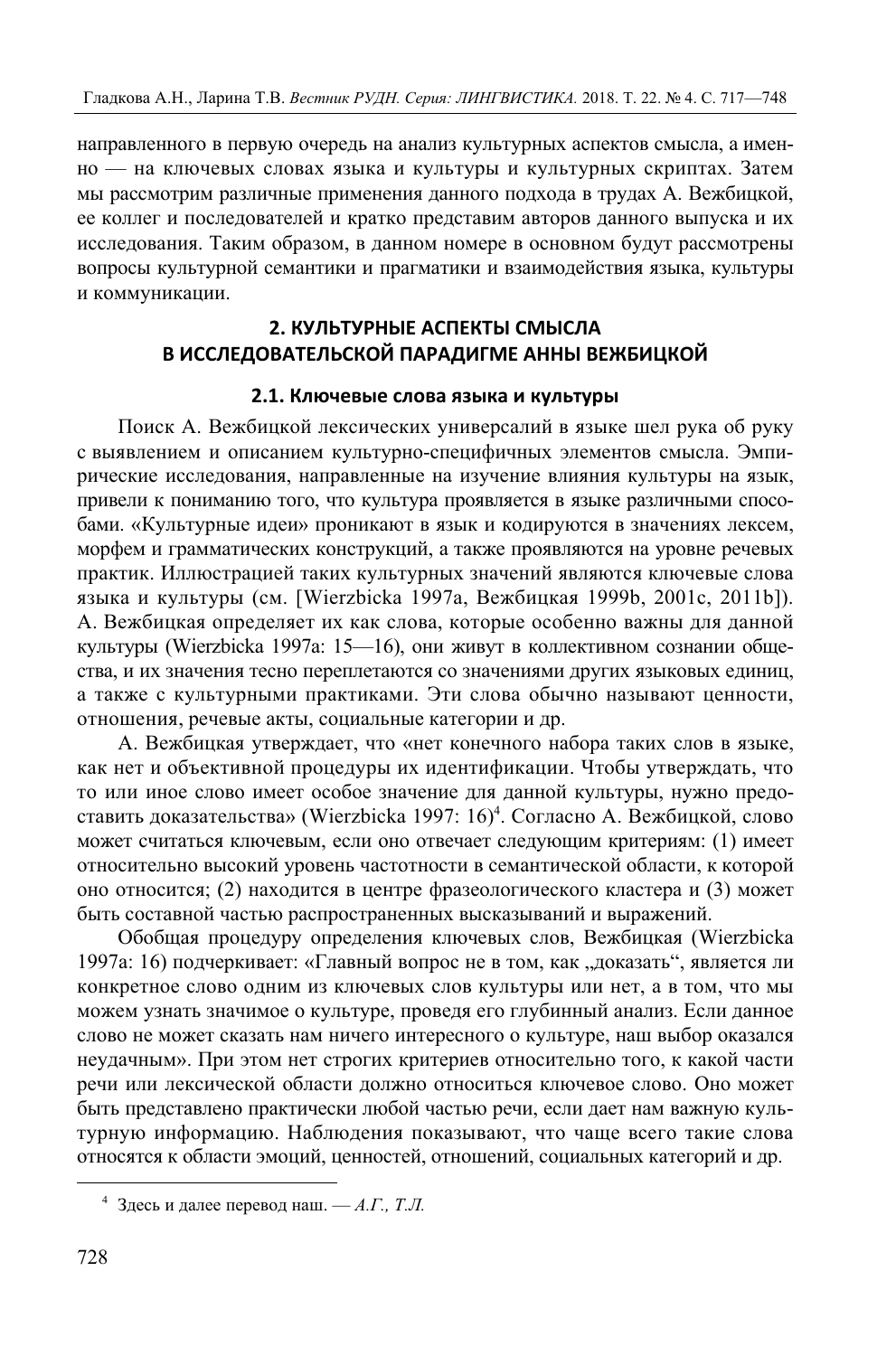направленного в первую очередь на анализ культурных аспектов смысла, а именно — на ключевых словах языка и культуры и культурных скриптах. Затем мы рассмотрим различные применения данного подхода в трудах А. Вежбицкой, ее коллег и последователей и кратко представим авторов данного выпуска и их исследования. Таким образом, в данном номере в основном будут рассмотрены вопросы культурной семантики и прагматики и взаимодействия языка, культуры и коммуникации.

## 2. КУЛЬТУРНЫЕ АСПЕКТЫ СМЫСЛА В ИССЛЕДОВАТЕЛЬСКОЙ ПАРАДИГМЕ АННЫ ВЕЖБИЦКОЙ

### 2.1. Ключевые слова языка и культуры

Поиск А. Вежбицкой лексических универсалий в языке шел рука об руку с выявлением и описанием культурно-специфичных элементов смысла. Эмпирические исследования, направленные на изучение влияния культуры на язык, привели к пониманию того, что культура проявляется в языке различными способами. «Культурные идеи» проникают в язык и кодируются в значениях лексем, морфем и грамматических конструкций, а также проявляются на уровне речевых практик. Иллюстрацией таких культурных значений являются ключевые слова языка и культуры (см. [Wierzbicka 1997a, Вежбицкая 1999b, 2001c, 2011b]). А. Вежбицкая определяет их как слова, которые особенно важны для данной культуры (Wierzbicka 1997a: 15—16), они живут в коллективном сознании общества, и их значения тесно переплетаются со значениями других языковых единиц, а также с культурными практиками. Эти слова обычно называют ценности, отношения, речевые акты, социальные категории и др.

А. Вежбицкая утверждает, что «нет конечного набора таких слов в языке, как нет и объективной процедуры их идентификации. Чтобы утверждать, что то или иное слово имеет особое значение для данной культуры, нужно предоставить доказательства» (Wierzbicka 1997: 16)[4]. Согласно А. Вежбицкой, слово может считаться ключевым, если оно отвечает следующим критериям: (1) имеет относительно высокий уровень частотности в семантической области, к которой оно относится; (2) находится в центре фразеологического кластера и (3) может быть составной частью распространенных высказываний и выражений.

Обобщая процедуру определения ключевых слов, Вежбицкая (Wierzbicka 1997a: 16) подчеркивает: «Главный вопрос не в том, как „доказать“, является ли конкретное слово одним из ключевых слов культуры или нет, а в том, что мы можем узнать значимое о культуре, проведя его глубинный анализ. Если данное слово не может сказать нам ничего интересного о культуре, наш выбор оказался неудачным». При этом нет строгих критериев относительно того, к какой части речи или лексической области должно относиться ключевое слово. Оно может быть представлено практически любой частью речи, если дает нам важную культурную информацию. Наблюдения показывают, что чаще всего такие слова относятся к области эмоций, ценностей, отношений, социальных категорий и др.

---

[4] Здесь и далее перевод наш. — *А.Г., Т.Л.*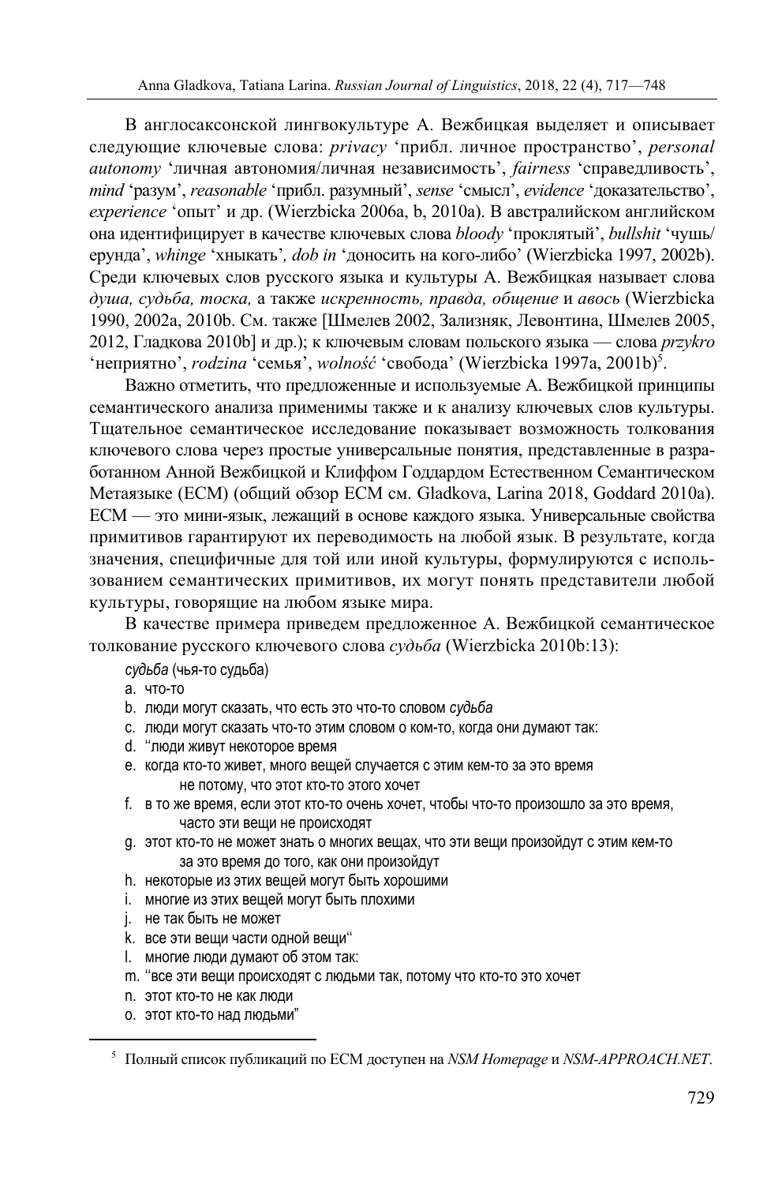В англосаксонской лингвокультуре А. Вежбицкая выделяет и описывает следующие ключевые слова: *privacy* 'прибл. личное пространство', *personal autonomy* 'личная автономия/личная независимость', *fairness* 'справедливость', *mind* 'разум', *reasonable* 'прибл. разумный', *sense* 'смысл', *evidence* 'доказательство', *experience* 'опыт' и др. (Wierzbicka 2006a, b, 2010a). В австралийском английском она идентифицирует в качестве ключевых слова *bloody* 'проклятый', *bullshit* 'чушь/ерунда', *whinge* 'хныкать', *dob in* 'доносить на кого-либо' (Wierzbicka 1997, 2002b). Среди ключевых слов русского языка и культуры А. Вежбицкая называет слова *душа, судьба, тоска,* а также *искренность, правда, общение* и *авось* (Wierzbicka 1990, 2002a, 2010b. См. также [Шмелев 2002, Зализняк, Левонтина, Шмелев 2005, 2012, Гладкова 2010b] и др.); к ключевым словам польского языка — слова *przykro* 'неприятно', *rodzina* 'семья', *wolność* 'свобода' (Wierzbicka 1997a, 2001b)[5].

Важно отметить, что предложенные и используемые А. Вежбицкой принципы семантического анализа применимы также и к анализу ключевых слов культуры. Тщательное семантическое исследование показывает возможность толкования ключевого слова через простые универсальные понятия, представленные в разработанном Анной Вежбицкой и Клиффом Годдардом Естественном Семантическом Метаязыке (ЕСМ) (общий обзор ЕСМ см. Gladkova, Larina 2018, Goddard 2010a). ЕСМ — это мини-язык, лежащий в основе каждого языка. Универсальные свойства примитивов гарантируют их переводимость на любой язык. В результате, когда значения, специфичные для той или иной культуры, формулируются с использованием семантических примитивов, их могут понять представители любой культуры, говорящие на любом языке мира.

В качестве примера приведем предложенное А. Вежбицкой семантическое толкование русского ключевого слова *судьба* (Wierzbicka 2010b:13):

*судьба* (чья-то судьба)

a. что-то
b. люди могут сказать, что есть это что-то словом *судьба*
c. люди могут сказать что-то этим словом о ком-то, когда они думают так:
d. "люди живут некоторое время
e. когда кто-то живет, много вещей случается с этим кем-то за это время
   не потому, что этот кто-то этого хочет
f. в то же время, если этот кто-то очень хочет, чтобы что-то произошло за это время,
   часто эти вещи не происходят
g. этот кто-то не может знать о многих вещах, что эти вещи произойдут с этим кем-то
   за это время до того, как они произойдут
h. некоторые из этих вещей могут быть хорошими
i. многие из этих вещей могут быть плохими
j. не так быть не может
k. все эти вещи части одной вещи"
l. многие люди думают об этом так:
m. "все эти вещи происходят с людьми так, потому что кто-то это хочет
n. этот кто-то не как люди
o. этот кто-то над людьми"

---

[5] Полный список публикаций по ЕСМ доступен на *NSM Homepage* и *NSM-APPROACH.NET*.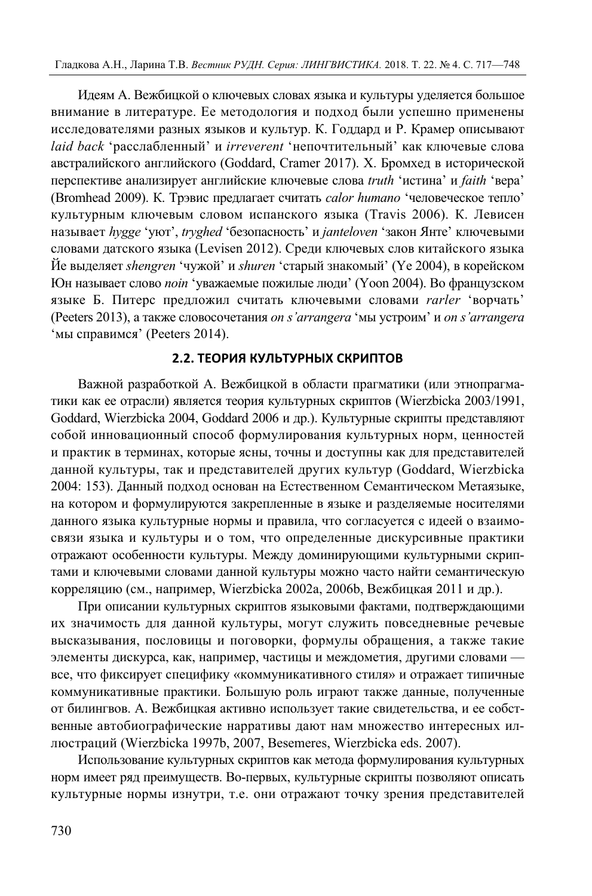Идеям А. Вежбицкой о ключевых словах языка и культуры уделяется большое внимание в литературе. Ее методология и подход были успешно применены исследователями разных языков и культур. К. Годдард и Р. Крамер описывают *laid back* 'расслабленный' и *irreverent* 'непочтительный' как ключевые слова австралийского английского (Goddard, Cramer 2017). Х. Бромхед в исторической перспективе анализирует английские ключевые слова *truth* 'истина' и *faith* 'вера' (Bromhead 2009). К. Трэвис предлагает считать *calor humano* 'человеческое тепло' культурным ключевым словом испанского языка (Travis 2006). К. Левисен называет *hygge* 'уют', *tryghed* 'безопасность' и *janteloven* 'закон Янте' ключевыми словами датского языка (Levisen 2012). Среди ключевых слов китайского языка Йе выделяет *shengren* 'чужой' и *shuren* 'старый знакомый' (Ye 2004), в корейском Юн называет слово *noin* 'уважаемые пожилые люди' (Yoon 2004). Во французском языке Б. Питерс предложил считать ключевыми словами *rarler* 'ворчать' (Peeters 2013), а также словосочетания *on s'arrangera* 'мы устроим' и *on s'arrangera* 'мы справимся' (Peeters 2014).

### 2.2. ТЕОРИЯ КУЛЬТУРНЫХ СКРИПТОВ

Важной разработкой А. Вежбицкой в области прагматики (или этнопрагматики как ее отрасли) является теория культурных скриптов (Wierzbicka 2003/1991, Goddard, Wierzbicka 2004, Goddard 2006 и др.). Культурные скрипты представляют собой инновационный способ формулирования культурных норм, ценностей и практик в терминах, которые ясны, точны и доступны как для представителей данной культуры, так и представителей других культур (Goddard, Wierzbicka 2004: 153). Данный подход основан на Естественном Семантическом Метаязыке, на котором и формулируются закрепленные в языке и разделяемые носителями данного языка культурные нормы и правила, что согласуется с идеей о взаимосвязи языка и культуры и о том, что определенные дискурсивные практики отражают особенности культуры. Между доминирующими культурными скриптами и ключевыми словами данной культуры можно часто найти семантическую корреляцию (см., например, Wierzbicka 2002a, 2006b, Вежбицкая 2011 и др.).

При описании культурных скриптов языковыми фактами, подтверждающими их значимость для данной культуры, могут служить повседневные речевые высказывания, пословицы и поговорки, формулы обращения, а также такие элементы дискурса, как, например, частицы и междометия, другими словами — все, что фиксирует специфику «коммуникативного стиля» и отражает типичные коммуникативные практики. Большую роль играют также данные, полученные от билингвов. А. Вежбицкая активно использует такие свидетельства, и ее собственные автобиографические нарративы дают нам множество интересных иллюстраций (Wierzbicka 1997b, 2007, Besemeres, Wierzbicka eds. 2007).

Использование культурных скриптов как метода формулирования культурных норм имеет ряд преимуществ. Во-первых, культурные скрипты позволяют описать культурные нормы изнутри, т.е. они отражают точку зрения представителей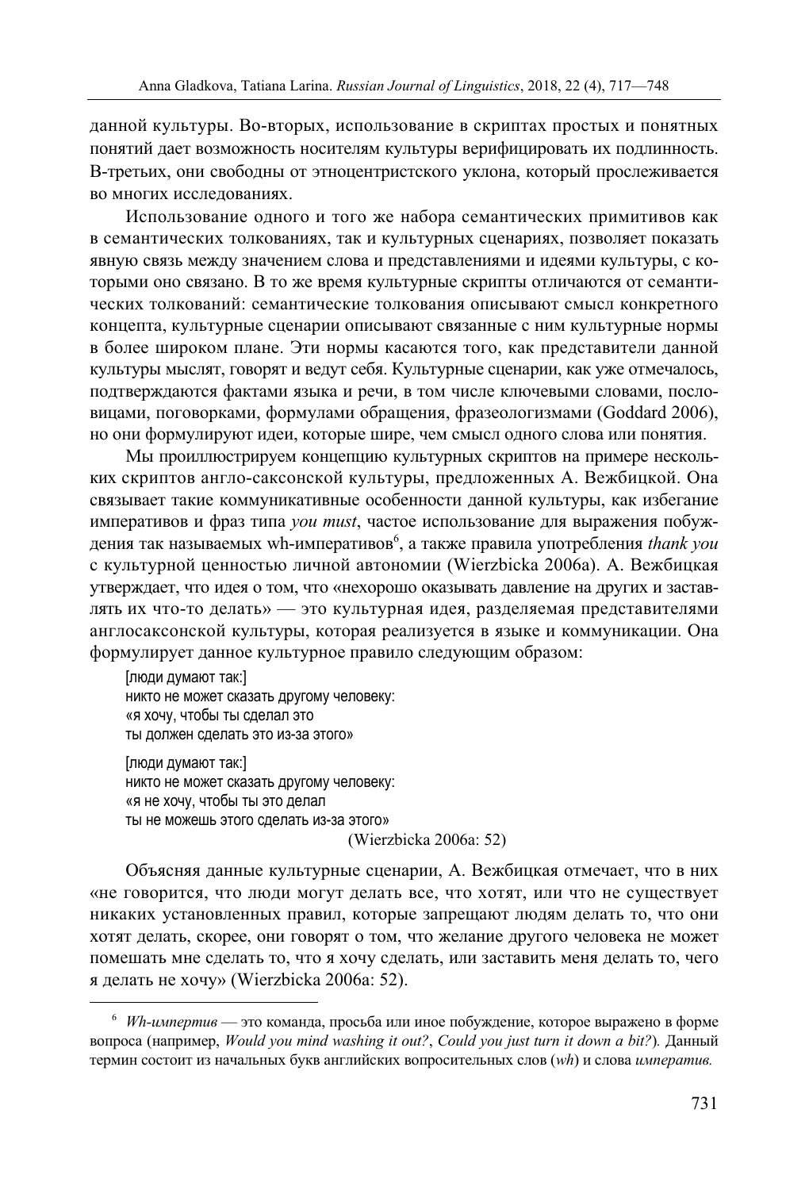данной культуры. Во-вторых, использование в скриптах простых и понятных понятий дает возможность носителям культуры верифицировать их подлинность. В-третьих, они свободны от этноцентристского уклона, который прослеживается во многих исследованиях.

Использование одного и того же набора семантических примитивов как в семантических толкованиях, так и культурных сценариях, позволяет показать явную связь между значением слова и представлениями и идеями культуры, с которыми оно связано. В то же время культурные скрипты отличаются от семантических толкований: семантические толкования описывают смысл конкретного концепта, культурные сценарии описывают связанные с ним культурные нормы в более широком плане. Эти нормы касаются того, как представители данной культуры мыслят, говорят и ведут себя. Культурные сценарии, как уже отмечалось, подтверждаются фактами языка и речи, в том числе ключевыми словами, пословицами, поговорками, формулами обращения, фразеологизмами (Goddard 2006), но они формулируют идеи, которые шире, чем смысл одного слова или понятия.

Мы проиллюстрируем концепцию культурных скриптов на примере нескольких скриптов англо-саксонской культуры, предложенных А. Вежбицкой. Она связывает такие коммуникативные особенности данной культуры, как избегание императивов и фраз типа *you must*, частое использование для выражения побуждения так называемых wh-императивов[6], а также правила употребления *thank you* с культурной ценностью личной автономии (Wierzbicka 2006a). А. Вежбицкая утверждает, что идея о том, что «нехорошо оказывать давление на других и заставлять их что-то делать» — это культурная идея, разделяемая представителями англосаксонской культуры, которая реализуется в языке и коммуникации. Она формулирует данное культурное правило следующим образом:

> [люди думают так:]
> никто не может сказать другому человеку:
> «я хочу, чтобы ты сделал это
> ты должен сделать это из-за этого»
>
> [люди думают так:]
> никто не может сказать другому человеку:
> «я не хочу, чтобы ты это делал
> ты не можешь этого сделать из-за этого»
>
> (Wierzbicka 2006a: 52)

Объясняя данные культурные сценарии, А. Вежбицкая отмечает, что в них «не говорится, что люди могут делать все, что хотят, или что не существует никаких установленных правил, которые запрещают людям делать то, что они хотят делать, скорее, они говорят о том, что желание другого человека не может помешать мне сделать то, что я хочу сделать, или заставить меня делать то, чего я делать не хочу» (Wierzbicka 2006a: 52).

---

[6] *Wh-импертив* — это команда, просьба или иное побуждение, которое выражено в форме вопроса (например, *Would you mind washing it out?*, *Could you just turn it down a bit?*). Данный термин состоит из начальных букв английских вопросительных слов (*wh*) и слова *императив.*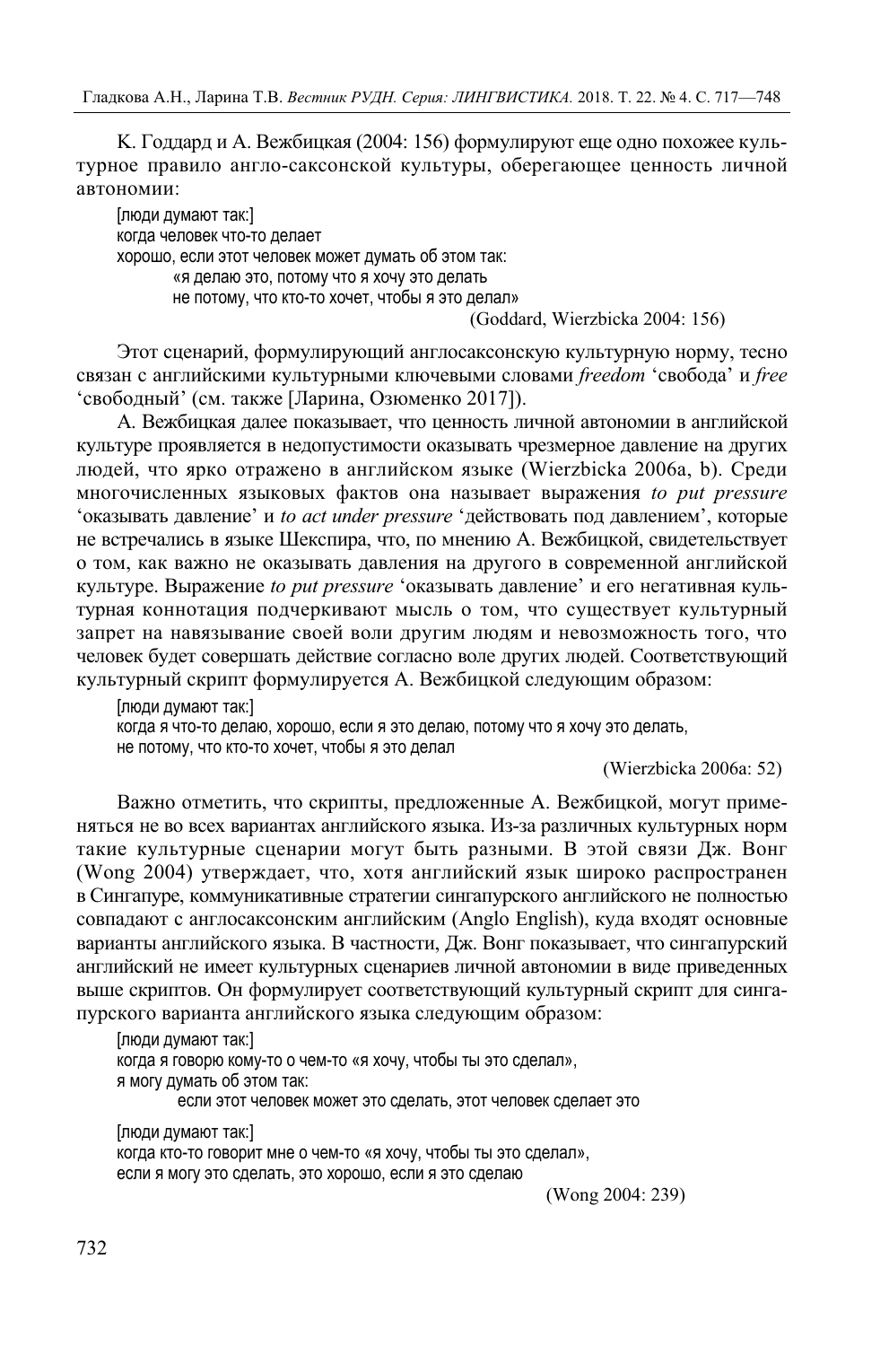К. Годдард и А. Вежбицкая (2004: 156) формулируют еще одно похожее культурное правило англо-саксонской культуры, оберегающее ценность личной автономии:

> [люди думают так:]
> когда человек что-то делает
> хорошо, если этот человек может думать об этом так:
> «я делаю это, потому что я хочу это делать
> не потому, что кто-то хочет, чтобы я это делал»
>
> (Goddard, Wierzbicka 2004: 156)

Этот сценарий, формулирующий англосаксонскую культурную норму, тесно связан с английскими культурными ключевыми словами *freedom* ‘свобода’ и *free* ‘свободный’ (см. также [Ларина, Озюменко 2017]).

А. Вежбицкая далее показывает, что ценность личной автономии в английской культуре проявляется в недопустимости оказывать чрезмерное давление на других людей, что ярко отражено в английском языке (Wierzbicka 2006a, b). Среди многочисленных языковых фактов она называет выражения *to put pressure* ‘оказывать давление’ и *to act under pressure* ‘действовать под давлением’, которые не встречались в языке Шекспира, что, по мнению А. Вежбицкой, свидетельствует о том, как важно не оказывать давления на другого в современной английской культуре. Выражение *to put pressure* ‘оказывать давление’ и его негативная культурная коннотация подчеркивают мысль о том, что существует культурный запрет на навязывание своей воли другим людям и невозможность того, что человек будет совершать действие согласно воле других людей. Соответствующий культурный скрипт формулируется А. Вежбицкой следующим образом:

> [люди думают так:]
> когда я что-то делаю, хорошо, если я это делаю, потому что я хочу это делать,
> не потому, что кто-то хочет, чтобы я это делал
>
> (Wierzbicka 2006a: 52)

Важно отметить, что скрипты, предложенные А. Вежбицкой, могут применяться не во всех вариантах английского языка. Из-за различных культурных норм такие культурные сценарии могут быть разными. В этой связи Дж. Вонг (Wong 2004) утверждает, что, хотя английский язык широко распространен в Сингапуре, коммуникативные стратегии сингапурского английского не полностью совпадают с англосаксонским английским (Anglo English), куда входят основные варианты английского языка. В частности, Дж. Вонг показывает, что сингапурский английский не имеет культурных сценариев личной автономии в виде приведенных выше скриптов. Он формулирует соответствующий культурный скрипт для сингапурского варианта английского языка следующим образом:

> [люди думают так:]
> когда я говорю кому-то о чем-то «я хочу, чтобы ты это сделал»,
> я могу думать об этом так:
> если этот человек может это сделать, этот человек сделает это
>
> [люди думают так:]
> когда кто-то говорит мне о чем-то «я хочу, чтобы ты это сделал»,
> если я могу это сделать, это хорошо, если я это сделаю
>
> (Wong 2004: 239)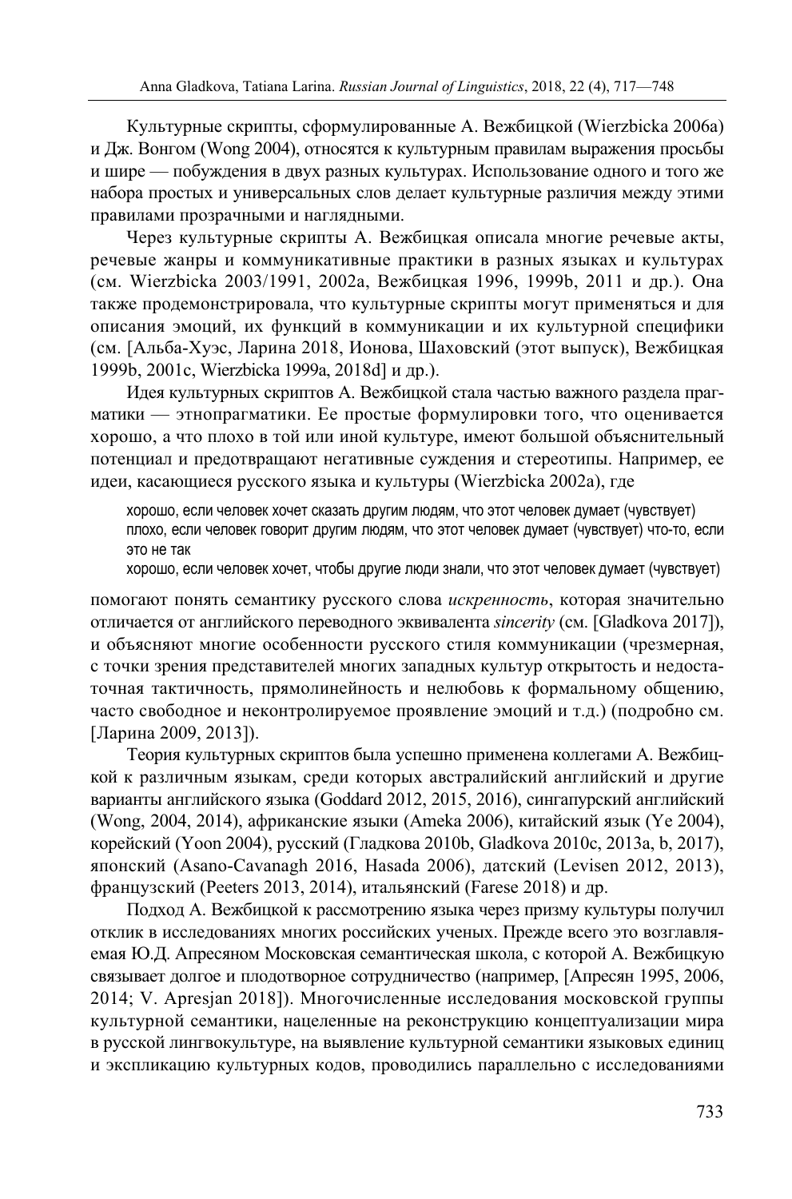Культурные скрипты, сформулированные А. Вежбицкой (Wierzbicka 2006a) и Дж. Вонгом (Wong 2004), относятся к культурным правилам выражения просьбы и шире — побуждения в двух разных культурах. Использование одного и того же набора простых и универсальных слов делает культурные различия между этими правилами прозрачными и наглядными.

Через культурные скрипты А. Вежбицкая описала многие речевые акты, речевые жанры и коммуникативные практики в разных языках и культурах (см. Wierzbicka 2003/1991, 2002a, Вежбицкая 1996, 1999b, 2011 и др.). Она также продемонстрировала, что культурные скрипты могут применяться и для описания эмоций, их функций в коммуникации и их культурной специфики (см. [Альба-Хуэс, Ларина 2018, Ионова, Шаховский (этот выпуск), Вежбицкая 1999b, 2001c, Wierzbicka 1999a, 2018d] и др.).

Идея культурных скриптов А. Вежбицкой стала частью важного раздела прагматики — этнопрагматики. Ее простые формулировки того, что оценивается хорошо, а что плохо в той или иной культуре, имеют большой объяснительный потенциал и предотвращают негативные суждения и стереотипы. Например, ее идеи, касающиеся русского языка и культуры (Wierzbicka 2002a), где

> хорошо, если человек хочет сказать другим людям, что этот человек думает (чувствует)
> плохо, если человек говорит другим людям, что этот человек думает (чувствует) что-то, если это не так
> хорошо, если человек хочет, чтобы другие люди знали, что этот человек думает (чувствует)

помогают понять семантику русского слова *искренность*, которая значительно отличается от английского переводного эквивалента *sincerity* (см. [Gladkova 2017]), и объясняют многие особенности русского стиля коммуникации (чрезмерная, с точки зрения представителей многих западных культур открытость и недостаточная тактичность, прямолинейность и нелюбовь к формальному общению, часто свободное и неконтролируемое проявление эмоций и т.д.) (подробно см. [Ларина 2009, 2013]).

Теория культурных скриптов была успешно применена коллегами А. Вежбицкой к различным языкам, среди которых австралийский английский и другие варианты английского языка (Goddard 2012, 2015, 2016), сингапурский английский (Wong, 2004, 2014), африканские языки (Ameka 2006), китайский язык (Ye 2004), корейский (Yoon 2004), русский (Гладкова 2010b, Gladkova 2010c, 2013a, b, 2017), японский (Asano-Cavanagh 2016, Hasada 2006), датский (Levisen 2012, 2013), французский (Peeters 2013, 2014), итальянский (Farese 2018) и др.

Подход А. Вежбицкой к рассмотрению языка через призму культуры получил отклик в исследованиях многих российских ученых. Прежде всего это возглавляемая Ю.Д. Апресяном Московская семантическая школа, с которой А. Вежбицкую связывает долгое и плодотворное сотрудничество (например, [Апресян 1995, 2006, 2014; V. Apresjan 2018]). Многочисленные исследования московской группы культурной семантики, нацеленные на реконструкцию концептуализации мира в русской лингвокультуре, на выявление культурной семантики языковых единиц и экспликацию культурных кодов, проводились параллельно с исследованиями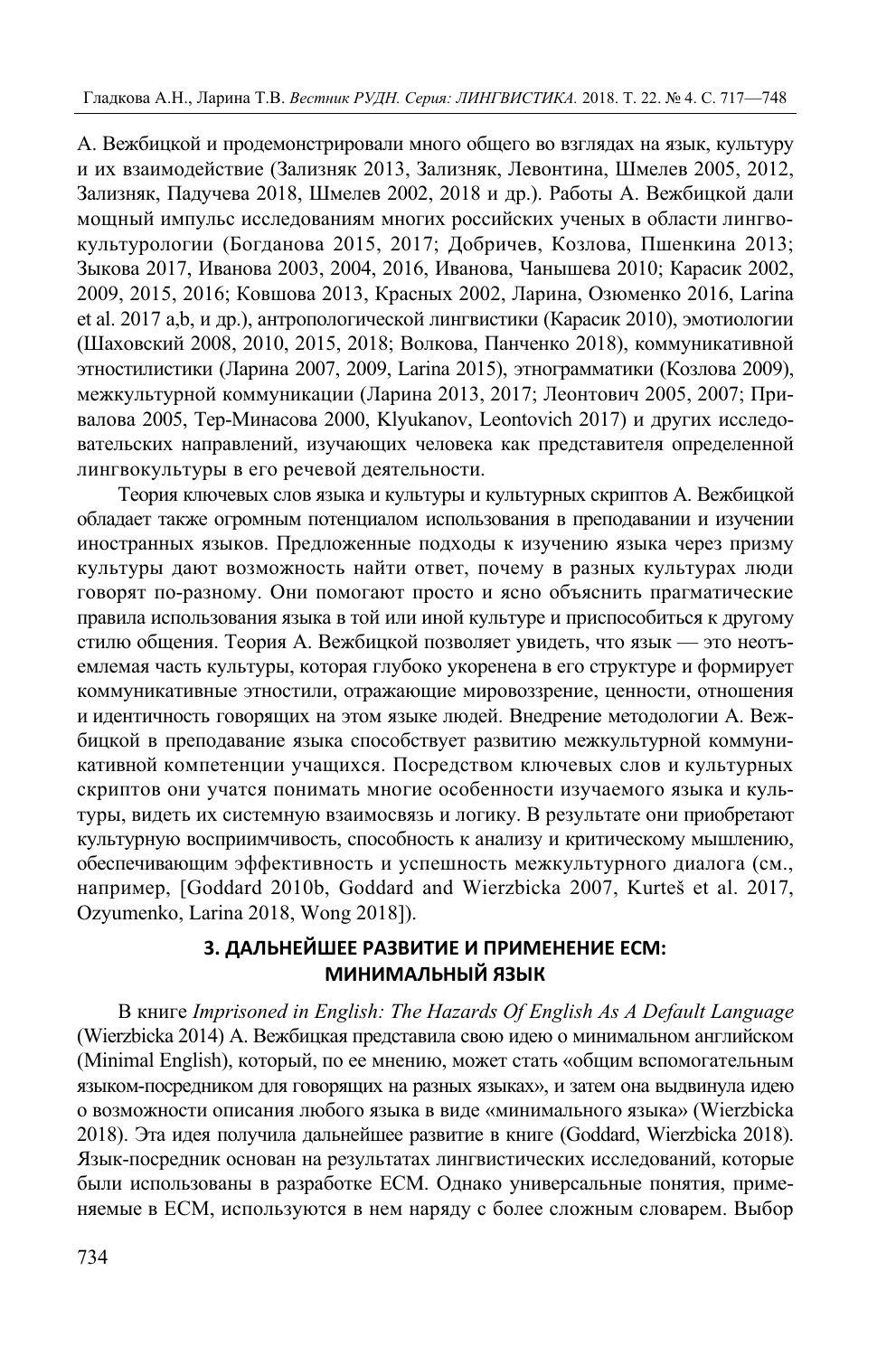А. Вежбицкой и продемонстрировали много общего во взглядах на язык, культуру и их взаимодействие (Зализняк 2013, Зализняк, Левонтина, Шмелев 2005, 2012, Зализняк, Падучева 2018, Шмелев 2002, 2018 и др.). Работы А. Вежбицкой дали мощный импульс исследованиям многих российских ученых в области лингвокультурологии (Богданова 2015, 2017; Добричев, Козлова, Пшенкина 2013; Зыкова 2017, Иванова 2003, 2004, 2016, Иванова, Чанышева 2010; Карасик 2002, 2009, 2015, 2016; Ковшова 2013, Красных 2002, Ларина, Озюменко 2016, Larina et al. 2017 a,b, и др.), антропологической лингвистики (Карасик 2010), эмотиологии (Шаховский 2008, 2010, 2015, 2018; Волкова, Панченко 2018), коммуникативной этностилистики (Ларина 2007, 2009, Larina 2015), этнограмматики (Козлова 2009), межкультурной коммуникации (Ларина 2013, 2017; Леонтович 2005, 2007; Привалова 2005, Тер-Минасова 2000, Klyukanov, Leontovich 2017) и других исследовательских направлений, изучающих человека как представителя определенной лингвокультуры в его речевой деятельности.

Теория ключевых слов языка и культуры и культурных скриптов А. Вежбицкой обладает также огромным потенциалом использования в преподавании и изучении иностранных языков. Предложенные подходы к изучению языка через призму культуры дают возможность найти ответ, почему в разных культурах люди говорят по-разному. Они помогают просто и ясно объяснить прагматические правила использования языка в той или иной культуре и приспособиться к другому стилю общения. Теория А. Вежбицкой позволяет увидеть, что язык — это неотъемлемая часть культуры, которая глубоко укоренена в его структуре и формирует коммуникативные этностили, отражающие мировоззрение, ценности, отношения и идентичность говорящих на этом языке людей. Внедрение методологии А. Вежбицкой в преподавание языка способствует развитию межкультурной коммуникативной компетенции учащихся. Посредством ключевых слов и культурных скриптов они учатся понимать многие особенности изучаемого языка и культуры, видеть их системную взаимосвязь и логику. В результате они приобретают культурную восприимчивость, способность к анализу и критическому мышлению, обеспечивающим эффективность и успешность межкультурного диалога (см., например, [Goddard 2010b, Goddard and Wierzbicka 2007, Kurteš et al. 2017, Ozyumenko, Larina 2018, Wong 2018]).

## 3. ДАЛЬНЕЙШЕЕ РАЗВИТИЕ И ПРИМЕНЕНИЕ ЕСМ: МИНИМАЛЬНЫЙ ЯЗЫК

В книге *Imprisoned in English: The Hazards Of English As A Default Language* (Wierzbicka 2014) А. Вежбицкая представила свою идею о минимальном английском (Minimal English), который, по ее мнению, может стать «общим вспомогательным языком-посредником для говорящих на разных языках», и затем она выдвинула идею о возможности описания любого языка в виде «минимального языка» (Wierzbicka 2018). Эта идея получила дальнейшее развитие в книге (Goddard, Wierzbicka 2018). Язык-посредник основан на результатах лингвистических исследований, которые были использованы в разработке ЕСМ. Однако универсальные понятия, применяемые в ЕСМ, используются в нем наряду с более сложным словарем. Выбор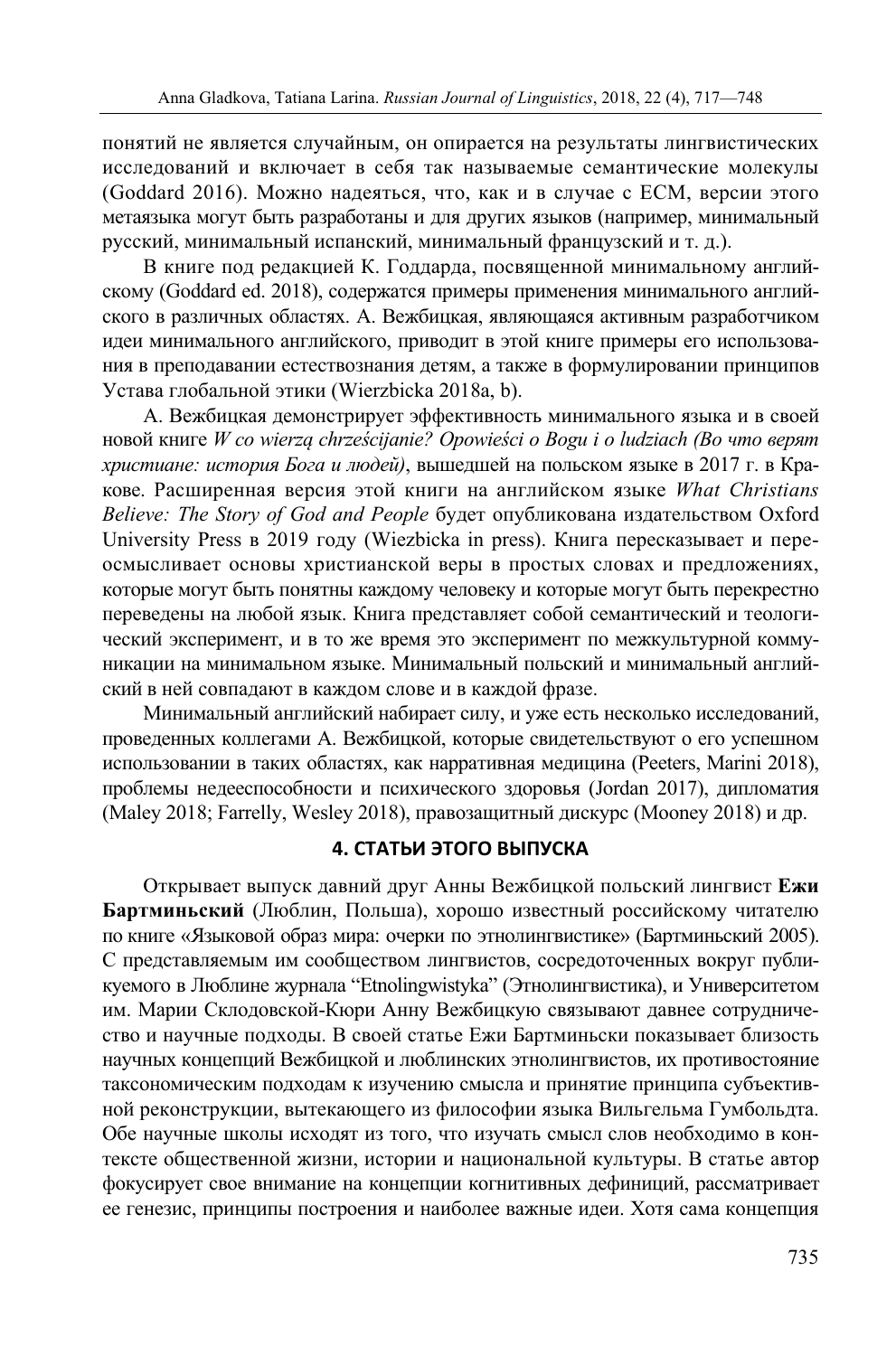понятий не является случайным, он опирается на результаты лингвистических исследований и включает в себя так называемые семантические молекулы (Goddard 2016). Можно надеяться, что, как и в случае с ЕСМ, версии этого метаязыка могут быть разработаны и для других языков (например, минимальный русский, минимальный испанский, минимальный французский и т. д.).

В книге под редакцией К. Годдарда, посвященной минимальному английскому (Goddard ed. 2018), содержатся примеры применения минимального английского в различных областях. А. Вежбицкая, являющаяся активным разработчиком идеи минимального английского, приводит в этой книге примеры его использования в преподавании естествознания детям, а также в формулировании принципов Устава глобальной этики (Wierzbicka 2018a, b).

А. Вежбицкая демонстрирует эффективность минимального языка и в своей новой книге *W co wierzą chrześcijanie? Opowieści o Bogu i o ludziach (Во что верят христиане: история Бога и людей)*, вышедшей на польском языке в 2017 г. в Кракове. Расширенная версия этой книги на английском языке *What Christians Believe: The Story of God and People* будет опубликована издательством Oxford University Press в 2019 году (Wiezbicka in press). Книга пересказывает и переосмысливает основы христианской веры в простых словах и предложениях, которые могут быть понятны каждому человеку и которые могут быть перекрестно переведены на любой язык. Книга представляет собой семантический и теологический эксперимент, и в то же время это эксперимент по межкультурной коммуникации на минимальном языке. Минимальный польский и минимальный английский в ней совпадают в каждом слове и в каждой фразе.

Минимальный английский набирает силу, и уже есть несколько исследований, проведенных коллегами А. Вежбицкой, которые свидетельствуют о его успешном использовании в таких областях, как нарративная медицина (Peeters, Marini 2018), проблемы недееспособности и психического здоровья (Jordan 2017), дипломатия (Maley 2018; Farrelly, Wesley 2018), правозащитный дискурс (Mooney 2018) и др.

## 4. СТАТЬИ ЭТОГО ВЫПУСКА

Открывает выпуск давний друг Анны Вежбицкой польский лингвист **Ежи Бартминьский** (Люблин, Польша), хорошо известный российскому читателю по книге «Языковой образ мира: очерки по этнолингвистике» (Бартминьский 2005). С представляемым им сообществом лингвистов, сосредоточенных вокруг публикуемого в Люблине журнала "Etnolingwistyka" (Этнолингвистика), и Университетом им. Марии Склодовской-Кюри Анну Вежбицкую связывают давнее сотрудничество и научные подходы. В своей статье Ежи Бартминьски показывает близость научных концепций Вежбицкой и люблинских этнолингвистов, их противостояние таксономическим подходам к изучению смысла и принятие принципа субъективной реконструкции, вытекающего из философии языка Вильгельма Гумбольдта. Обе научные школы исходят из того, что изучать смысл слов необходимо в контексте общественной жизни, истории и национальной культуры. В статье автор фокусирует свое внимание на концепции когнитивных дефиниций, рассматривает ее генезис, принципы построения и наиболее важные идеи. Хотя сама концепция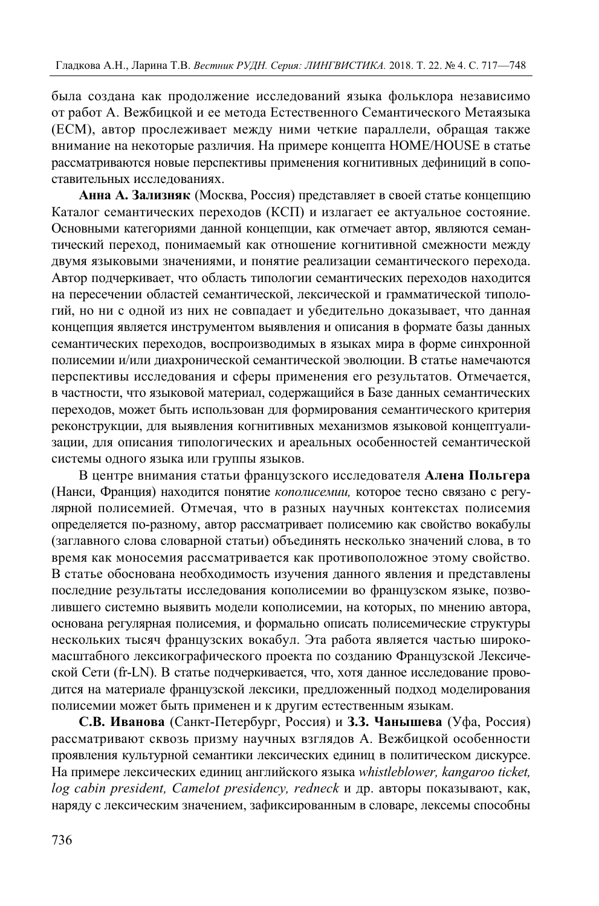была создана как продолжение исследований языка фольклора независимо от работ А. Вежбицкой и ее метода Естественного Семантического Метаязыка (ЕСМ), автор прослеживает между ними четкие параллели, обращая также внимание на некоторые различия. На примере концепта HOME/HOUSE в статье рассматриваются новые перспективы применения когнитивных дефиниций в сопоставительных исследованиях.

**Анна А. Зализняк** (Москва, Россия) представляет в своей статье концепцию Каталог семантических переходов (КСП) и излагает ее актуальное состояние. Основными категориями данной концепции, как отмечает автор, являются семантический переход, понимаемый как отношение когнитивной смежности между двумя языковыми значениями, и понятие реализации семантического перехода. Автор подчеркивает, что область типологии семантических переходов находится на пересечении областей семантической, лексической и грамматической типологий, но ни с одной из них не совпадает и убедительно доказывает, что данная концепция является инструментом выявления и описания в формате базы данных семантических переходов, воспроизводимых в языках мира в форме синхронной полисемии и/или диахронической семантической эволюции. В статье намечаются перспективы исследования и сферы применения его результатов. Отмечается, в частности, что языковой материал, содержащийся в Базе данных семантических переходов, может быть использован для формирования семантического критерия реконструкции, для выявления когнитивных механизмов языковой концептуализации, для описания типологических и ареальных особенностей семантической системы одного языка или группы языков.

В центре внимания статьи французского исследователя **Алена Польгера** (Нанси, Франция) находится понятие *кополисемии,* которое тесно связано с регулярной полисемией. Отмечая, что в разных научных контекстах полисемия определяется по-разному, автор рассматривает полисемию как свойство вокабулы (заглавного слова словарной статьи) объединять несколько значений слова, в то время как моносемия рассматривается как противоположное этому свойство. В статье обоснована необходимость изучения данного явления и представлены последние результаты исследования кополисемии во французском языке, позволившего системно выявить модели кополисемии, на которых, по мнению автора, основана регулярная полисемия, и формально описать полисемические структуры нескольких тысяч французских вокабул. Эта работа является частью широкомасштабного лексикографического проекта по созданию Французской Лексической Сети (fr-LN). В статье подчеркивается, что, хотя данное исследование проводится на материале французской лексики, предложенный подход моделирования полисемии может быть применен и к другим естественным языкам.

**С.В. Иванова** (Санкт-Петербург, Россия) и **З.З. Чанышева** (Уфа, Россия) рассматривают сквозь призму научных взглядов А. Вежбицкой особенности проявления культурной семантики лексических единиц в политическом дискурсе. На примере лексических единиц английского языка *whistleblower, kangaroo ticket, log cabin president, Camelot presidency, redneck* и др. авторы показывают, как, наряду с лексическим значением, зафиксированным в словаре, лексемы способны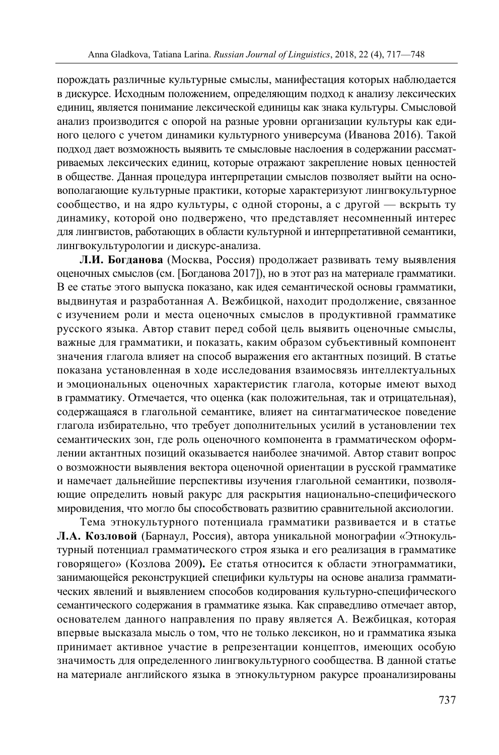порождать различные культурные смыслы, манифестация которых наблюдается в дискурсе. Исходным положением, определяющим подход к анализу лексических единиц, является понимание лексической единицы как знака культуры. Смысловой анализ производится с опорой на разные уровни организации культуры как единого целого с учетом динамики культурного универсума (Иванова 2016). Такой подход дает возможность выявить те смысловые наслоения в содержании рассматриваемых лексических единиц, которые отражают закрепление новых ценностей в обществе. Данная процедура интерпретации смыслов позволяет выйти на основополагающие культурные практики, которые характеризуют лингвокультурное сообщество, и на ядро культуры, с одной стороны, а с другой — вскрыть ту динамику, которой оно подвержено, что представляет несомненный интерес для лингвистов, работающих в области культурной и интерпретативной семантики, лингвокультурологии и дискурс-анализа.

**Л.И. Богданова** (Москва, Россия) продолжает развивать тему выявления оценочных смыслов (см. [Богданова 2017]), но в этот раз на материале грамматики. В ее статье этого выпуска показано, как идея семантической основы грамматики, выдвинутая и разработанная А. Вежбицкой, находит продолжение, связанное с изучением роли и места оценочных смыслов в продуктивной грамматике русского языка. Автор ставит перед собой цель выявить оценочные смыслы, важные для грамматики, и показать, каким образом субъективный компонент значения глагола влияет на способ выражения его актантных позиций. В статье показана установленная в ходе исследования взаимосвязь интеллектуальных и эмоциональных оценочных характеристик глагола, которые имеют выход в грамматику. Отмечается, что оценка (как положительная, так и отрицательная), содержащаяся в глагольной семантике, влияет на синтагматическое поведение глагола избирательно, что требует дополнительных усилий в установлении тех семантических зон, где роль оценочного компонента в грамматическом оформлении актантных позиций оказывается наиболее значимой. Автор ставит вопрос о возможности выявления вектора оценочной ориентации в русской грамматике и намечает дальнейшие перспективы изучения глагольной семантики, позволяющие определить новый ракурс для раскрытия национально-специфического мировидения, что могло бы способствовать развитию сравнительной аксиологии.

Тема этнокультурного потенциала грамматики развивается и в статье **Л.А. Козловой** (Барнаул, Россия), автора уникальной монографии «Этнокультурный потенциал грамматического строя языка и его реализация в грамматике говорящего» (Козлова 2009**).** Ее статья относится к области этнограмматики, занимающейся реконструкцией специфики культуры на основе анализа грамматических явлений и выявлением способов кодирования культурно-специфического семантического содержания в грамматике языка. Как справедливо отмечает автор, основателем данного направления по праву является А. Вежбицкая, которая впервые высказала мысль о том, что не только лексикон, но и грамматика языка принимает активное участие в репрезентации концептов, имеющих особую значимость для определенного лингвокультурного сообщества. В данной статье на материале английского языка в этнокультурном ракурсе проанализированы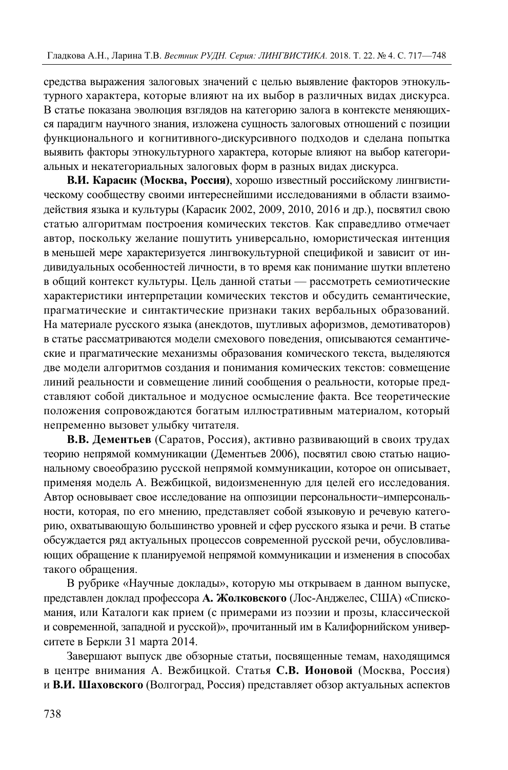средства выражения залоговых значений с целью выявление факторов этнокультурного характера, которые влияют на их выбор в различных видах дискурса. В статье показана эволюция взглядов на категорию залога в контексте меняющихся парадигм научного знания, изложена сущность залоговых отношений с позиции функционального и когнитивного-дискурсивного подходов и сделана попытка выявить факторы этнокультурного характера, которые влияют на выбор категориальных и некатегориальных залоговых форм в разных видах дискурса.

**В.И. Карасик (Москва, Россия)**, хорошо известный российскому лингвистическому сообществу своими интереснейшими исследованиями в области взаимодействия языка и культуры (Карасик 2002, 2009, 2010, 2016 и др.), посвятил свою статью алгоритмам построения комических текстов. Как справедливо отмечает автор, поскольку желание пошутить универсально, юмористическая интенция в меньшей мере характеризуется лингвокультурной спецификой и зависит от индивидуальных особенностей личности, в то время как понимание шутки вплетено в общий контекст культуры. Цель данной статьи — рассмотреть семиотические характеристики интерпретации комических текстов и обсудить семантические, прагматические и синтактические признаки таких вербальных образований. На материале русского языка (анекдотов, шутливых афоризмов, демотиваторов) в статье рассматриваются модели смехового поведения, описываются семантические и прагматические механизмы образования комического текста, выделяются две модели алгоритмов создания и понимания комических текстов: совмещение линий реальности и совмещение линий сообщения о реальности, которые представляют собой диктальное и модусное осмысление факта. Все теоретические положения сопровождаются богатым иллюстративным материалом, который непременно вызовет улыбку читателя.

**В.В. Дементьев** (Саратов, Россия), активно развивающий в своих трудах теорию непрямой коммуникации (Дементьев 2006), посвятил свою статью национальному своеобразию русской непрямой коммуникации, которое он описывает, применяя модель А. Вежбицкой, видоизмененную для целей его исследования. Автор основывает свое исследование на оппозиции персональности~имперсональности, которая, по его мнению, представляет собой языковую и речевую категорию, охватывающую большинство уровней и сфер русского языка и речи. В статье обсуждается ряд актуальных процессов современной русской речи, обусловливающих обращение к планируемой непрямой коммуникации и изменения в способах такого обращения.

В рубрике «Научные доклады», которую мы открываем в данном выпуске, представлен доклад профессора **А. Жолковского** (Лос-Анджелес, США) «Спискомания, или Каталоги как прием (с примерами из поэзии и прозы, классической и современной, западной и русской)», прочитанный им в Калифорнийском университете в Беркли 31 марта 2014.

Завершают выпуск две обзорные статьи, посвященные темам, находящимся в центре внимания А. Вежбицкой. Статья **С.В. Ионовой** (Москва, Россия) и **В.И. Шаховского** (Волгоград, Россия) представляет обзор актуальных аспектов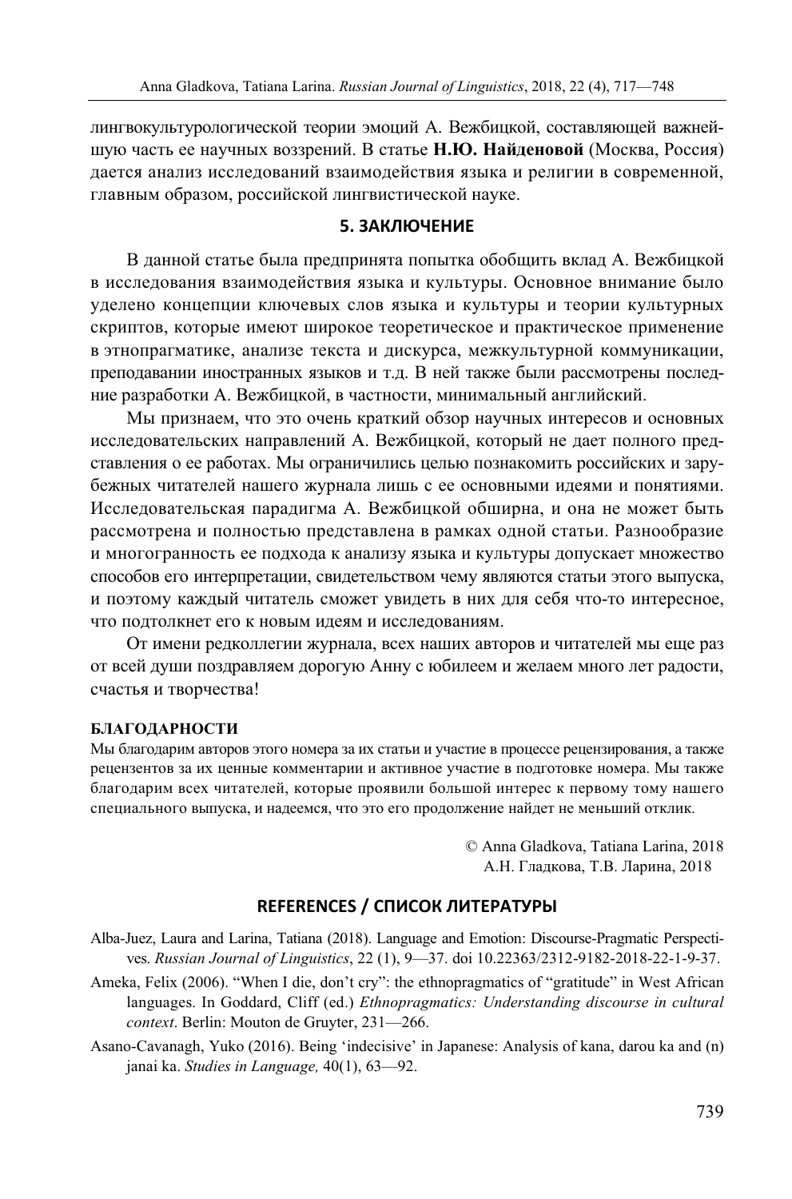лингвокультурологической теории эмоций А. Вежбицкой, составляющей важнейшую часть ее научных воззрений. В статье **Н.Ю. Найденовой** (Москва, Россия) дается анализ исследований взаимодействия языка и религии в современной, главным образом, российской лингвистической науке.

## 5. ЗАКЛЮЧЕНИЕ

В данной статье была предпринята попытка обобщить вклад А. Вежбицкой в исследования взаимодействия языка и культуры. Основное внимание было уделено концепции ключевых слов языка и культуры и теории культурных скриптов, которые имеют широкое теоретическое и практическое применение в этнопрагматике, анализе текста и дискурса, межкультурной коммуникации, преподавании иностранных языков и т.д. В ней также были рассмотрены последние разработки А. Вежбицкой, в частности, минимальный английский.

Мы признаем, что это очень краткий обзор научных интересов и основных исследовательских направлений А. Вежбицкой, который не дает полного представления о ее работах. Мы ограничились целью познакомить российских и зарубежных читателей нашего журнала лишь с ее основными идеями и понятиями. Исследовательская парадигма А. Вежбицкой обширна, и она не может быть рассмотрена и полностью представлена в рамках одной статьи. Разнообразие и многогранность ее подхода к анализу языка и культуры допускает множество способов его интерпретации, свидетельством чему являются статьи этого выпуска, и поэтому каждый читатель сможет увидеть в них для себя что-то интересное, что подтолкнет его к новым идеям и исследованиям.

От имени редколлегии журнала, всех наших авторов и читателей мы еще раз от всей души поздравляем дорогую Анну с юбилеем и желаем много лет радости, счастья и творчества!

**БЛАГОДАРНОСТИ**

Мы благодарим авторов этого номера за их статьи и участие в процессе рецензирования, а также рецензентов за их ценные комментарии и активное участие в подготовке номера. Мы также благодарим всех читателей, которые проявили большой интерес к первому тому нашего специального выпуска, и надеемся, что это его продолжение найдет не меньший отклик.

© Anna Gladkova, Tatiana Larina, 2018
А.Н. Гладкова, Т.В. Ларина, 2018

## REFERENCES / СПИСОК ЛИТЕРАТУРЫ

Alba-Juez, Laura and Larina, Tatiana (2018). Language and Emotion: Discourse-Pragmatic Perspectives. *Russian Journal of Linguistics*, 22 (1), 9—37. doi 10.22363/2312-9182-2018-22-1-9-37.

Ameka, Felix (2006). "When I die, don't cry": the ethnopragmatics of "gratitude" in West African languages. In Goddard, Cliff (ed.) *Ethnopragmatics: Understanding discourse in cultural context*. Berlin: Mouton de Gruyter, 231—266.

Asano-Cavanagh, Yuko (2016). Being 'indecisive' in Japanese: Analysis of kana, darou ka and (n) janai ka. *Studies in Language,* 40(1), 63—92.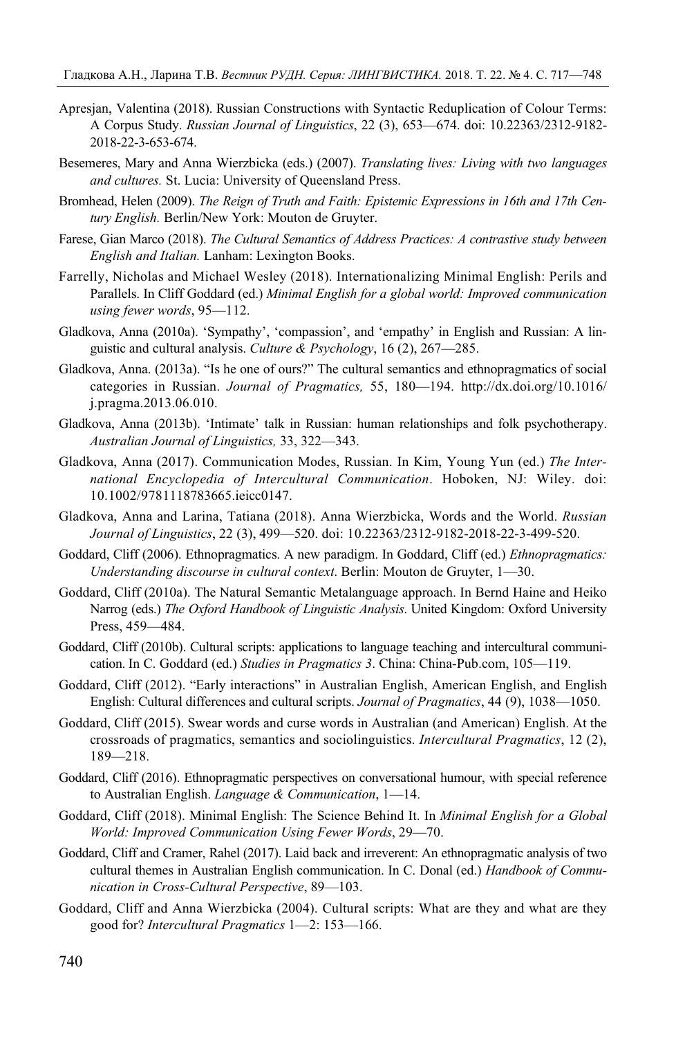Apresjan, Valentina (2018). Russian Constructions with Syntactic Reduplication of Colour Terms: A Corpus Study. *Russian Journal of Linguistics*, 22 (3), 653—674. doi: 10.22363/2312-9182-2018-22-3-653-674.

Besemeres, Mary and Anna Wierzbicka (eds.) (2007). *Translating lives: Living with two languages and cultures.* St. Lucia: University of Queensland Press.

Bromhead, Helen (2009). *The Reign of Truth and Faith: Epistemic Expressions in 16th and 17th Century English.* Berlin/New York: Mouton de Gruyter.

Farese, Gian Marco (2018). *The Cultural Semantics of Address Practices: A contrastive study between English and Italian.* Lanham: Lexington Books.

Farrelly, Nicholas and Michael Wesley (2018). Internationalizing Minimal English: Perils and Parallels. In Cliff Goddard (ed.) *Minimal English for a global world: Improved communication using fewer words*, 95—112.

Gladkova, Anna (2010a). 'Sympathy', 'compassion', and 'empathy' in English and Russian: A linguistic and cultural analysis. *Culture & Psychology*, 16 (2), 267—285.

Gladkova, Anna. (2013a). "Is he one of ours?" The cultural semantics and ethnopragmatics of social categories in Russian. *Journal of Pragmatics,* 55, 180—194. http://dx.doi.org/10.1016/j.pragma.2013.06.010.

Gladkova, Anna (2013b). 'Intimate' talk in Russian: human relationships and folk psychotherapy. *Australian Journal of Linguistics,* 33, 322—343.

Gladkova, Anna (2017). Communication Modes, Russian. In Kim, Young Yun (ed.) *The International Encyclopedia of Intercultural Communication*. Hoboken, NJ: Wiley. doi: 10.1002/9781118783665.ieicc0147.

Gladkova, Anna and Larina, Tatiana (2018). Anna Wierzbicka, Words and the World. *Russian Journal of Linguistics*, 22 (3), 499—520. doi: 10.22363/2312-9182-2018-22-3-499-520.

Goddard, Cliff (2006). Ethnopragmatics. A new paradigm. In Goddard, Cliff (ed.) *Ethnopragmatics: Understanding discourse in cultural context*. Berlin: Mouton de Gruyter, 1—30.

Goddard, Cliff (2010a). The Natural Semantic Metalanguage approach. In Bernd Haine and Heiko Narrog (eds.) *The Oxford Handbook of Linguistic Analysis*. United Kingdom: Oxford University Press, 459—484.

Goddard, Cliff (2010b). Cultural scripts: applications to language teaching and intercultural communication. In C. Goddard (ed.) *Studies in Pragmatics 3*. China: China-Pub.com, 105—119.

Goddard, Cliff (2012). "Early interactions" in Australian English, American English, and English English: Cultural differences and cultural scripts. *Journal of Pragmatics*, 44 (9), 1038—1050.

Goddard, Cliff (2015). Swear words and curse words in Australian (and American) English. At the crossroads of pragmatics, semantics and sociolinguistics. *Intercultural Pragmatics*, 12 (2), 189—218.

Goddard, Cliff (2016). Ethnopragmatic perspectives on conversational humour, with special reference to Australian English. *Language & Communication*, 1—14.

Goddard, Cliff (2018). Minimal English: The Science Behind It. In *Minimal English for a Global World: Improved Communication Using Fewer Words*, 29—70.

Goddard, Cliff and Cramer, Rahel (2017). Laid back and irreverent: An ethnopragmatic analysis of two cultural themes in Australian English communication. In C. Donal (ed.) *Handbook of Communication in Cross-Cultural Perspective*, 89—103.

Goddard, Cliff and Anna Wierzbicka (2004). Cultural scripts: What are they and what are they good for? *Intercultural Pragmatics* 1—2: 153—166.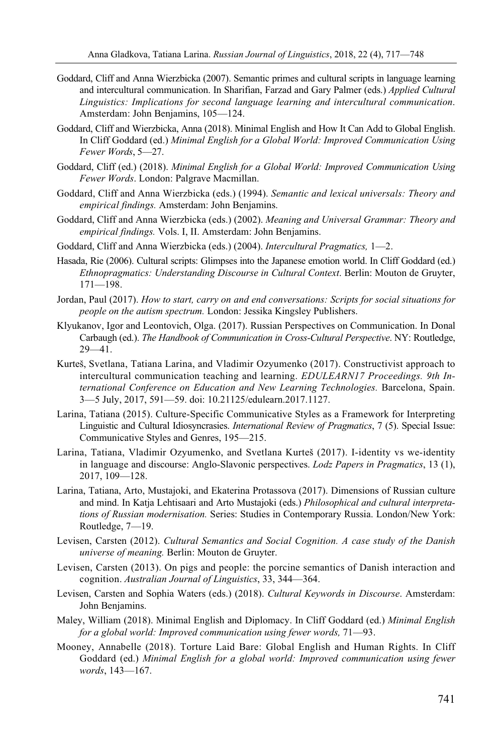Goddard, Cliff and Anna Wierzbicka (2007). Semantic primes and cultural scripts in language learning and intercultural communication. In Sharifian, Farzad and Gary Palmer (eds.) *Applied Cultural Linguistics: Implications for second language learning and intercultural communication*. Amsterdam: John Benjamins, 105—124.

Goddard, Cliff and Wierzbicka, Anna (2018). Minimal English and How It Can Add to Global English. In Cliff Goddard (ed.) *Minimal English for a Global World: Improved Communication Using Fewer Words*, 5—27.

Goddard, Cliff (ed.) (2018). *Minimal English for a Global World: Improved Communication Using Fewer Words*. London: Palgrave Macmillan.

Goddard, Cliff and Anna Wierzbicka (eds.) (1994). *Semantic and lexical universals: Theory and empirical findings.* Amsterdam: John Benjamins.

Goddard, Cliff and Anna Wierzbicka (eds.) (2002). *Meaning and Universal Grammar: Theory and empirical findings.* Vols. I, II. Amsterdam: John Benjamins.

Goddard, Cliff and Anna Wierzbicka (eds.) (2004). *Intercultural Pragmatics,* 1—2.

Hasada, Rie (2006). Cultural scripts: Glimpses into the Japanese emotion world. In Cliff Goddard (ed.) *Ethnopragmatics: Understanding Discourse in Cultural Context*. Berlin: Mouton de Gruyter, 171—198.

Jordan, Paul (2017). *How to start, carry on and end conversations: Scripts for social situations for people on the autism spectrum.* London: Jessika Kingsley Publishers.

Klyukanov, Igor and Leontovich, Olga. (2017). Russian Perspectives on Communication. In Donal Carbaugh (ed.). *The Handbook of Communication in Cross-Cultural Perspective*. NY: Routledge, 29—41.

Kurteš, Svetlana, Tatiana Larina, and Vladimir Ozyumenko (2017). Constructivist approach to intercultural communication teaching and learning. *EDULEARN17 Proceedings. 9th International Conference on Education and New Learning Technologies.* Barcelona, Spain. 3—5 July, 2017, 591—59. doi: 10.21125/edulearn.2017.1127.

Larina, Tatiana (2015). Culture-Specific Communicative Styles as a Framework for Interpreting Linguistic and Cultural Idiosyncrasies. *International Review of Pragmatics*, 7 (5). Special Issue: Communicative Styles and Genres, 195—215.

Larina, Tatiana, Vladimir Ozyumenko, and Svetlana Kurteš (2017). I-identity vs we-identity in language and discourse: Anglo-Slavonic perspectives. *Lodz Papers in Pragmatics*, 13 (1), 2017, 109—128.

Larina, Tatiana, Arto, Mustajoki, and Ekaterina Protassova (2017). Dimensions of Russian culture and mind. In Katja Lehtisaari and Arto Mustajoki (eds.) *Philosophical and cultural interpretations of Russian modernisation.* Series: Studies in Contemporary Russia. London/New York: Routledge, 7—19.

Levisen, Carsten (2012). *Cultural Semantics and Social Cognition. A case study of the Danish universe of meaning.* Berlin: Mouton de Gruyter.

Levisen, Carsten (2013). On pigs and people: the porcine semantics of Danish interaction and cognition. *Australian Journal of Linguistics*, 33, 344—364.

Levisen, Carsten and Sophia Waters (eds.) (2018). *Cultural Keywords in Discourse*. Amsterdam: John Benjamins.

Maley, William (2018). Minimal English and Diplomacy. In Cliff Goddard (ed.) *Minimal English for a global world: Improved communication using fewer words,* 71—93.

Mooney, Annabelle (2018). Torture Laid Bare: Global English and Human Rights. In Cliff Goddard (ed.) *Minimal English for a global world: Improved communication using fewer words*, 143—167.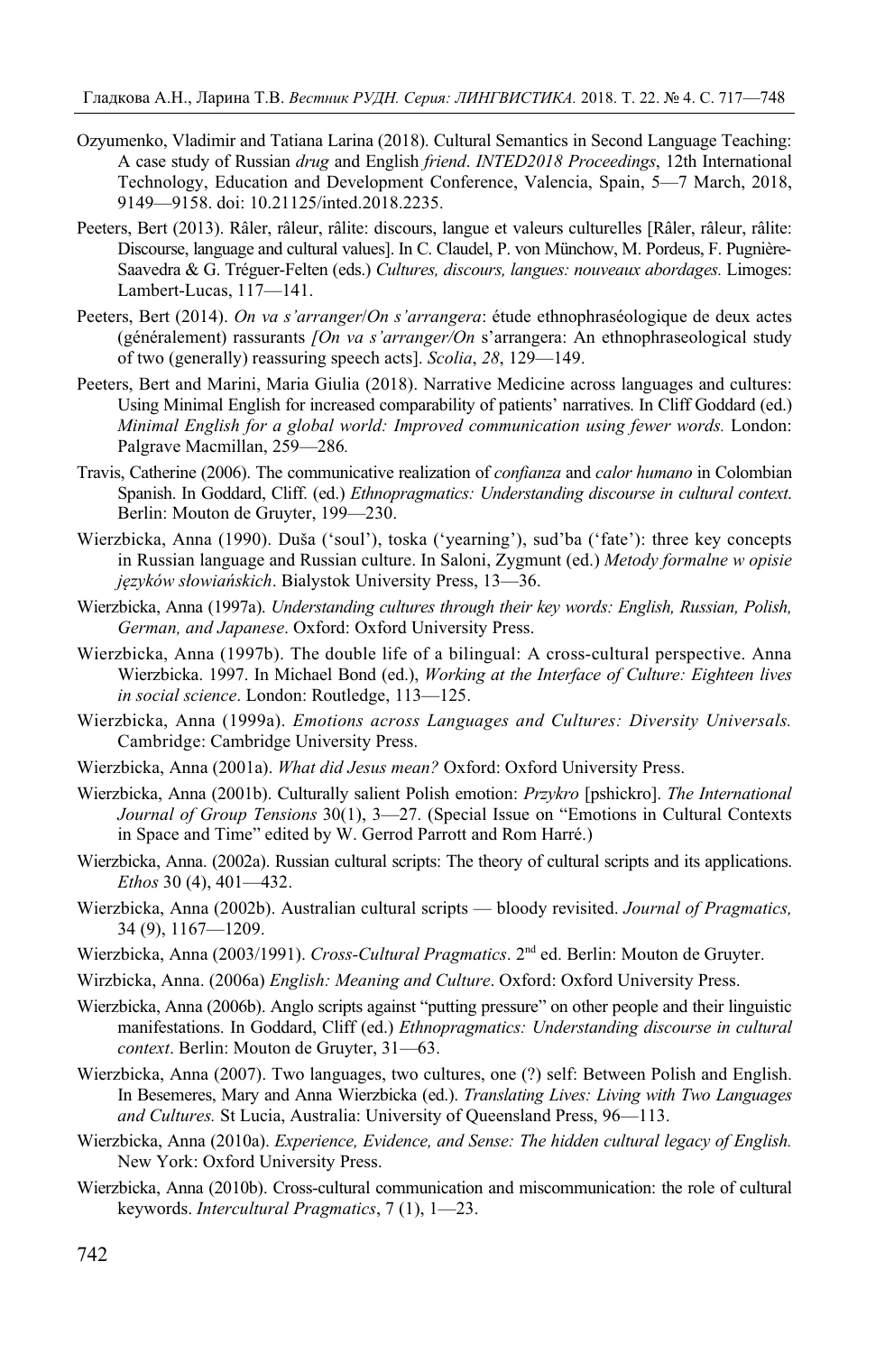Ozyumenko, Vladimir and Tatiana Larina (2018). Cultural Semantics in Second Language Teaching: A case study of Russian *drug* and English *friend*. *INTED2018 Proceedings*, 12th International Technology, Education and Development Conference, Valencia, Spain, 5—7 March, 2018, 9149—9158. doi: 10.21125/inted.2018.2235.

Peeters, Bert (2013). Râler, râleur, râlite: discours, langue et valeurs culturelles [Râler, râleur, râlite: Discourse, language and cultural values]. In C. Claudel, P. von Münchow, M. Pordeus, F. Pugnière-Saavedra & G. Tréguer-Felten (eds.) *Cultures, discours, langues: nouveaux abordages.* Limoges: Lambert-Lucas, 117—141.

Peeters, Bert (2014). *On va s'arranger/On s'arrangera*: étude ethnophraséologique de deux actes (généralement) rassurants *[On va s'arranger/On* s'arrangera: An ethnophraseological study of two (generally) reassuring speech acts]. *Scolia*, *28*, 129—149.

Peeters, Bert and Marini, Maria Giulia (2018). Narrative Medicine across languages and cultures: Using Minimal English for increased comparability of patients' narratives. In Cliff Goddard (ed.) *Minimal English for a global world: Improved communication using fewer words.* London: Palgrave Macmillan, 259—286*.*

Travis, Catherine (2006). The communicative realization of *confianza* and *calor humano* in Colombian Spanish. In Goddard, Cliff. (ed.) *Ethnopragmatics: Understanding discourse in cultural context*. Berlin: Mouton de Gruyter, 199—230.

Wierzbicka, Anna (1990). Duša ('soul'), toska ('yearning'), sud'ba ('fate'): three key concepts in Russian language and Russian culture. In Saloni, Zygmunt (ed.) *Metody formalne w opisie języków słowiańskich*. Bialystok University Press, 13—36.

Wierzbicka, Anna (1997a). *Understanding cultures through their key words: English, Russian, Polish, German, and Japanese*. Oxford: Oxford University Press.

Wierzbicka, Anna (1997b). The double life of a bilingual: A cross-cultural perspective. Anna Wierzbicka. 1997. In Michael Bond (ed.), *Working at the Interface of Culture: Eighteen lives in social science*. London: Routledge, 113—125.

Wierzbicka, Anna (1999a). *Emotions across Languages and Cultures: Diversity Universals.* Cambridge: Cambridge University Press.

Wierzbicka, Anna (2001a). *What did Jesus mean?* Oxford: Oxford University Press.

Wierzbicka, Anna (2001b). Culturally salient Polish emotion: *Przykro* [pshickro]. *The International Journal of Group Tensions* 30(1), 3—27. (Special Issue on "Emotions in Cultural Contexts in Space and Time" edited by W. Gerrod Parrott and Rom Harré.)

Wierzbicka, Anna. (2002a). Russian cultural scripts: The theory of cultural scripts and its applications. *Ethos* 30 (4), 401—432.

Wierzbicka, Anna (2002b). Australian cultural scripts — bloody revisited. *Journal of Pragmatics,* 34 (9), 1167—1209.

Wierzbicka, Anna (2003/1991). *Cross-Cultural Pragmatics*. 2nd ed. Berlin: Mouton de Gruyter.

Wirzbicka, Anna. (2006a) *English: Meaning and Culture*. Oxford: Oxford University Press.

Wierzbicka, Anna (2006b). Anglo scripts against "putting pressure" on other people and their linguistic manifestations. In Goddard, Cliff (ed.) *Ethnopragmatics: Understanding discourse in cultural context*. Berlin: Mouton de Gruyter, 31—63.

Wierzbicka, Anna (2007). Two languages, two cultures, one (?) self: Between Polish and English. In Besemeres, Mary and Anna Wierzbicka (ed.). *Translating Lives: Living with Two Languages and Cultures.* St Lucia, Australia: University of Queensland Press, 96—113.

Wierzbicka, Anna (2010a). *Experience, Evidence, and Sense: The hidden cultural legacy of English.* New York: Oxford University Press.

Wierzbicka, Anna (2010b). Cross-cultural communication and miscommunication: the role of cultural keywords. *Intercultural Pragmatics*, 7 (1), 1—23.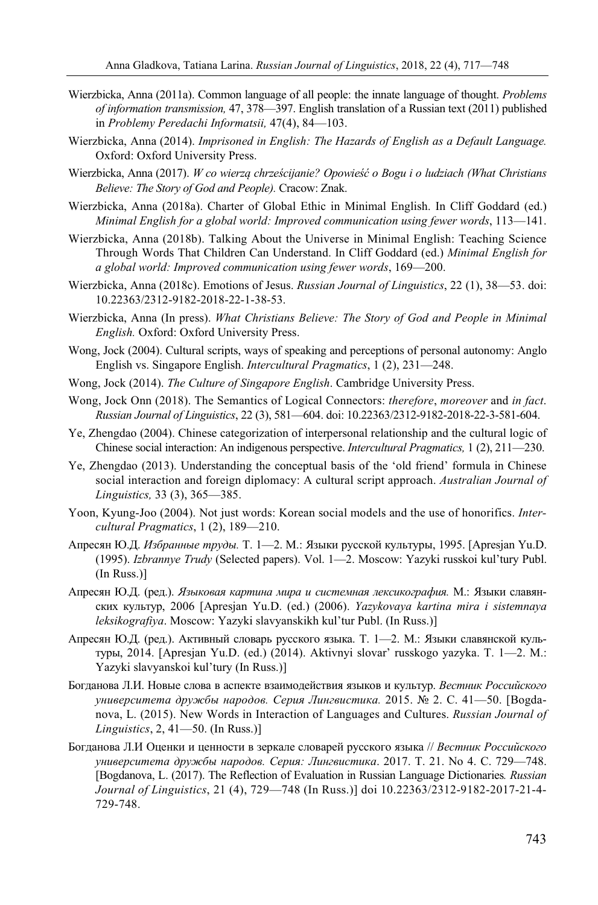Wierzbicka, Anna (2011a). Common language of all people: the innate language of thought. *Problems of information transmission,* 47, 378—397. English translation of a Russian text (2011) published in *Problemy Peredachi Informatsii,* 47(4), 84—103.

Wierzbicka, Anna (2014). *Imprisoned in English: The Hazards of English as a Default Language.* Oxford: Oxford University Press.

Wierzbicka, Anna (2017). *W co wierzą chrześcijanie? Opowieść o Bogu i o ludziach (What Christians Believe: The Story of God and People).* Cracow: Znak.

Wierzbicka, Anna (2018a). Charter of Global Ethic in Minimal English. In Cliff Goddard (ed.) *Minimal English for a global world: Improved communication using fewer words*, 113—141.

Wierzbicka, Anna (2018b). Talking About the Universe in Minimal English: Teaching Science Through Words That Children Can Understand. In Cliff Goddard (ed.) *Minimal English for a global world: Improved communication using fewer words*, 169—200.

Wierzbicka, Anna (2018c). Emotions of Jesus. *Russian Journal of Linguistics*, 22 (1), 38—53. doi: 10.22363/2312-9182-2018-22-1-38-53.

Wierzbicka, Anna (In press). *What Christians Believe: The Story of God and People in Minimal English.* Oxford: Oxford University Press.

Wong, Jock (2004). Cultural scripts, ways of speaking and perceptions of personal autonomy: Anglo English vs. Singapore English. *Intercultural Pragmatics*, 1 (2), 231—248.

Wong, Jock (2014). *The Culture of Singapore English*. Cambridge University Press.

Wong, Jock Onn (2018). The Semantics of Logical Connectors: *therefore*, *moreover* and *in fact*. *Russian Journal of Linguistics*, 22 (3), 581—604. doi: 10.22363/2312-9182-2018-22-3-581-604.

Ye, Zhengdao (2004). Chinese categorization of interpersonal relationship and the cultural logic of Chinese social interaction: An indigenous perspective. *Intercultural Pragmatics,* 1 (2), 211—230.

Ye, Zhengdao (2013). Understanding the conceptual basis of the 'old friend' formula in Chinese social interaction and foreign diplomacy: A cultural script approach. *Australian Journal of Linguistics,* 33 (3), 365—385.

Yoon, Kyung-Joo (2004). Not just words: Korean social models and the use of honorifics. *Intercultural Pragmatics*, 1 (2), 189—210.

Апресян Ю.Д. *Избранные труды.* Т. 1—2. М.: Языки русской культуры, 1995. [Apresjan Yu.D. (1995). *Izbrannye Trudy* (Selected papers). Vol. 1—2. Moscow: Yazyki russkoi kul'tury Publ. (In Russ.)]

Апресян Ю.Д. (ред.). *Языковая картина мира и системная лексикография.* М.: Языки славянских культур, 2006 [Apresjan Yu.D. (ed.) (2006). *Yazykovaya kartina mira i sistemnaya leksikografiya*. Moscow: Yazyki slavyanskikh kul'tur Publ. (In Russ.)]

Апресян Ю.Д. (ред.). Активный словарь русского языка. Т. 1—2. М.: Языки славянской культуры, 2014. [Apresjan Yu.D. (ed.) (2014). Aktivnyi slovar' russkogo yazyka. T. 1—2. M.: Yazyki slavyanskoi kul'tury (In Russ.)]

Богданова Л.И. Новые слова в аспекте взаимодействия языков и культур. *Вестник Российского университета дружбы народов. Серия Лингвистика.* 2015. № 2. С. 41—50. [Bogdanova, L. (2015). New Words in Interaction of Languages and Cultures. *Russian Journal of Linguistics*, 2, 41—50. (In Russ.)]

Богданова Л.И Оценки и ценности в зеркале словарей русского языка // *Вестник Российского университета дружбы народов. Серия: Лингвистика*. 2017. Т. 21. No 4. С. 729—748. [Bogdanova, L. (2017). The Reflection of Evaluation in Russian Language Dictionaries*. Russian Journal of Linguistics*, 21 (4), 729—748 (In Russ.)] doi 10.22363/2312-9182-2017-21-4-729-748.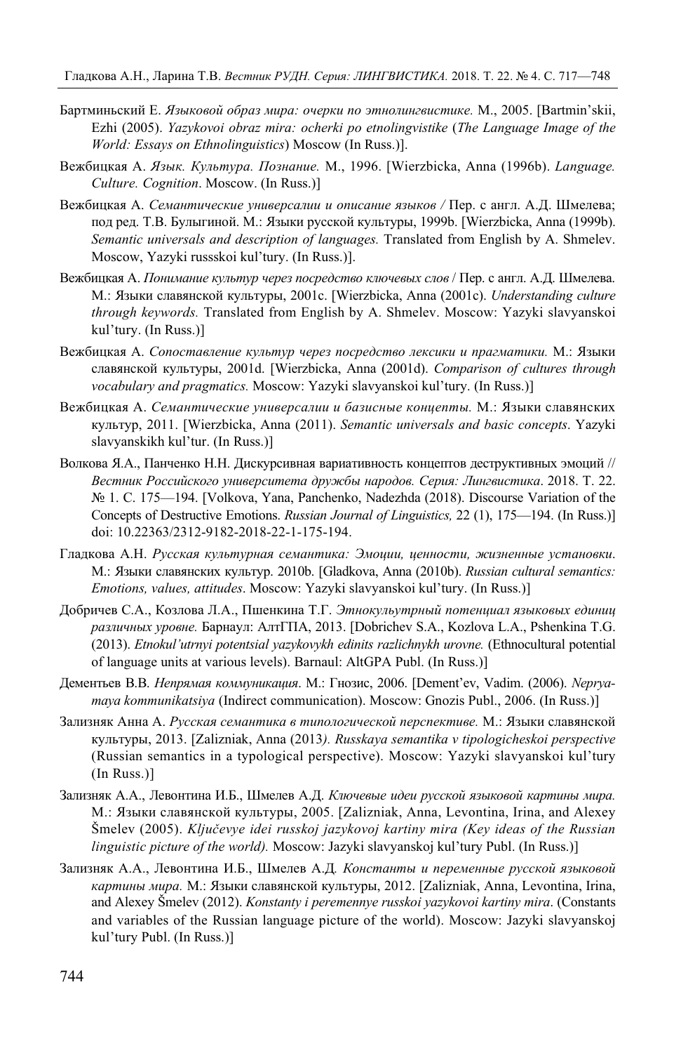Бартминьский Е. *Языковой образ мира: очерки по этнолингвистике.* М., 2005. [Bartmin'skii, Ezhi (2005). *Yazykovoi obraz mira: ocherki po etnolingvistike* (*The Language Image of the World: Essays on Ethnolinguistics*) Moscow (In Russ.)].

Вежбицкая А. *Язык. Культура. Познание.* М., 1996. [Wierzbicka, Anna (1996b). *Language. Culture. Cognition*. Moscow. (In Russ.)]

Вежбицкая А. *Семантические универсалии и описание языков /* Пер. с англ. А.Д. Шмелева; под ред. Т.В. Булыгиной. М.: Языки русской культуры, 1999b. [Wierzbicka, Anna (1999b). *Semantic universals and description of languages.* Translated from English by A. Shmelev. Moscow, Yazyki russskoi kul'tury. (In Russ.)].

Вежбицкая А. *Понимание культур через посредство ключевых слов* / Пер. с англ. А.Д. Шмелева. М.: Языки славянской культуры, 2001c. [Wierzbicka, Anna (2001c). *Understanding culture through keywords.* Translated from English by A. Shmelev. Moscow: Yazyki slavyanskoi kul'tury. (In Russ.)]

Вежбицкая А. *Сопоставление культур через посредство лексики и прагматики.* М.: Языки славянской культуры, 2001d. [Wierzbicka, Anna (2001d). *Comparison of cultures through vocabulary and pragmatics.* Moscow: Yazyki slavyanskoi kul'tury. (In Russ.)]

Вежбицкая А. *Семантические универсалии и базисные концепты.* М.: Языки славянских культур, 2011. [Wierzbicka, Anna (2011). *Semantic universals and basic concepts*. Yazyki slavyanskikh kul'tur. (In Russ.)]

Волкова Я.А., Панченко Н.Н. Дискурсивная вариативность концептов деструктивных эмоций // *Вестник Российского университета дружбы народов. Серия: Лингвистика*. 2018. Т. 22. № 1. С. 175—194. [Volkova, Yana, Panchenko, Nadezhda (2018). Discourse Variation of the Concepts of Destructive Emotions. *Russian Journal of Linguistics,* 22 (1), 175—194. (In Russ.)] doi: 10.22363/2312-9182-2018-22-1-175-194.

Гладкова А.Н. *Русская культурная семантика: Эмоции, ценности, жизненные установки*. М.: Языки славянских культур. 2010b. [Gladkova, Anna (2010b). *Russian cultural semantics: Emotions, values, attitudes*. Moscow: Yazyki slavyanskoi kul'tury. (In Russ.)]

Добричев С.А., Козлова Л.А., Пшенкина Т.Г. *Этнокульутрный потенциал языковых единиц различных уровне.* Барнаул: АлтГПА, 2013. [Dobrichev S.A., Kozlova L.A., Pshenkina T.G. (2013). *Etnokul'utrnyi potentsial yazykovykh edinits razlichnykh urovne.* (Ethnocultural potential of language units at various levels). Barnaul: AltGPA Publ. (In Russ.)]

Дементьев В.В. *Непрямая коммуникация*. М.: Гнозис, 2006. [Dement'ev, Vadim. (2006). *Nepryamaya kommunikatsiya* (Indirect communication). Moscow: Gnozis Publ., 2006. (In Russ.)]

Зализняк Анна А. *Русская семантика в типологической перспективе.* М.: Языки славянской культуры, 2013. [Zalizniak, Anna (2013*). Russkaya semantika v tipologicheskoi perspective* (Russian semantics in a typological perspective). Moscow: Yazyki slavyanskoi kul'tury (In Russ.)]

Зализняк А.А., Левонтина И.Б., Шмелев А.Д. *Ключевые идеи русской языковой картины мира.* М.: Языки славянской культуры, 2005. [Zalizniak, Anna, Levontina, Irina, and Alexey Šmelev (2005). *Ključevye idei russkoj jazykovoj kartiny mira (Key ideas of the Russian linguistic picture of the world).* Moscow: Jazyki slavyanskoj kul'tury Publ. (In Russ.)]

Зализняк А.А., Левонтина И.Б., Шмелев А.Д*. Константы и переменные русской языковой картины мира.* М.: Языки славянской культуры, 2012. [Zalizniak, Anna, Levontina, Irina, and Alexey Šmelev (2012). *Konstanty i peremennye russkoi yazykovoi kartiny mira*. (Constants and variables of the Russian language picture of the world). Moscow: Jazyki slavyanskoj kul'tury Publ. (In Russ.)]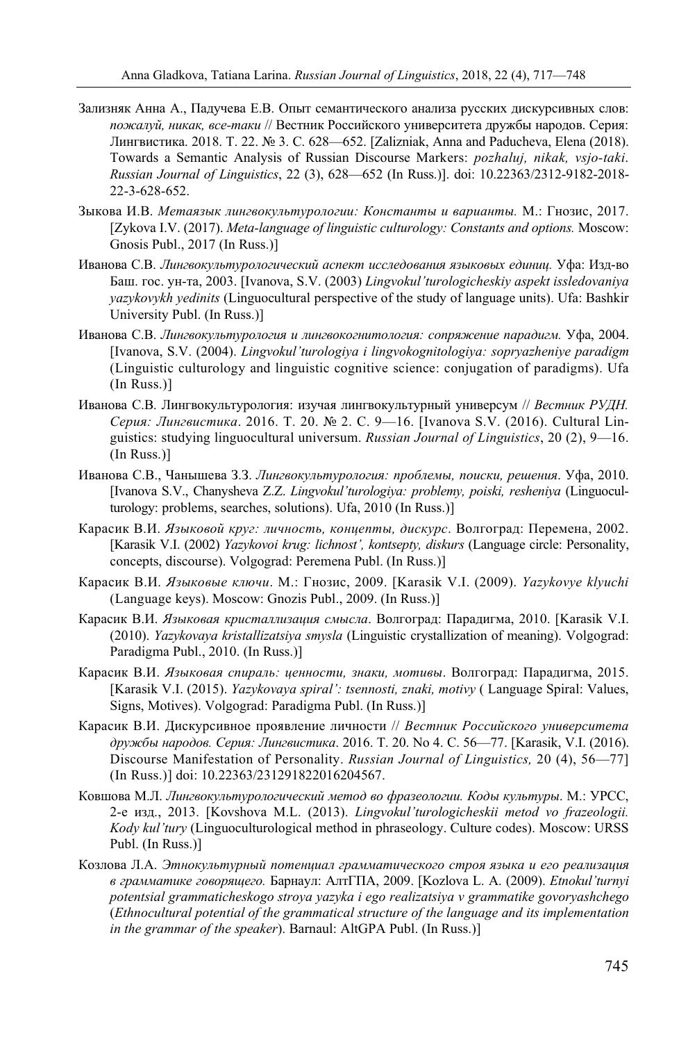Зализняк Анна А., Падучева Е.В. Опыт семантического анализа русских дискурсивных слов: *пожалуй, никак, все-таки* // Вестник Российского университета дружбы народов. Серия: Лингвистика. 2018. Т. 22. № 3. С. 628—652. [Zalizniak, Anna and Paducheva, Elena (2018). Towards a Semantic Analysis of Russian Discourse Markers: *pozhaluj, nikak, vsjo-taki*. *Russian Journal of Linguistics*, 22 (3), 628—652 (In Russ.)]. doi: 10.22363/2312-9182-2018-22-3-628-652.

Зыкова И.В. *Метаязык лингвокультурологии: Константы и варианты.* М.: Гнозис, 2017. [Zykova I.V. (2017). *Meta-language of linguistic culturology: Constants and options.* Moscow: Gnosis Publ., 2017 (In Russ.)]

Иванова С.В. *Лингвокультурологический аспект исследования языковых единиц.* Уфа: Изд-во Баш. гос. ун-та, 2003. [Ivanova, S.V. (2003) *Lingvokul'turologicheskiy aspekt issledovaniya yazykovykh yedinits* (Linguocultural perspective of the study of language units). Ufa: Bashkir University Publ. (In Russ.)]

Иванова С.В. *Лингвокультурология и лингвокогнитология: сопряжение парадигм.* Уфа, 2004. [Ivanova, S.V. (2004). *Lingvokul'turologiya i lingvokognitologiya: sopryazheniye paradigm* (Linguistic culturology and linguistic cognitive science: conjugation of paradigms). Ufa (In Russ.)]

Иванова С.В. Лингвокультурология: изучая лингвокультурный универсум // *Вестник РУДН. Серия: Лингвистика*. 2016. Т. 20. № 2. С. 9—16. [Ivanova S.V. (2016). Cultural Linguistics: studying linguocultural universum. *Russian Journal of Linguistics*, 20 (2), 9—16. (In Russ.)]

Иванова С.В., Чанышева З.З. *Лингвокультурология: проблемы, поиски, решения*. Уфа, 2010. [Ivanova S.V., Chanysheva Z.Z. *Lingvokul'turologiya: problemy, poiski, resheniya* (Linguoculturology: problems, searches, solutions). Ufa, 2010 (In Russ.)]

Карасик В.И. *Языковой круг: личность, концепты, дискурс*. Волгоград: Перемена, 2002. [Karasik V.I. (2002) *Yazykovoi krug: lichnost', kontsepty, diskurs* (Language circle: Personality, concepts, discourse). Volgograd: Peremena Publ. (In Russ.)]

Карасик В.И. *Языковые ключи*. М.: Гнозис, 2009. [Karasik V.I. (2009). *Yazykovye klyuchi* (Language keys). Moscow: Gnozis Publ., 2009. (In Russ.)]

Карасик В.И. *Языковая кристаллизация смысла*. Волгоград: Парадигма, 2010. [Karasik V.I. (2010). *Yazykovaya kristallizatsiya smysla* (Linguistic crystallization of meaning). Volgograd: Paradigma Publ., 2010. (In Russ.)]

Карасик В.И. *Языковая спираль: ценности, знаки, мотивы*. Волгоград: Парадигма, 2015. [Karasik V.I. (2015). *Yazykovaya spiral': tsennosti, znaki, motivy* ( Language Spiral: Values, Signs, Motives). Volgograd: Paradigma Publ. (In Russ.)]

Карасик В.И. Дискурсивное проявление личности // *Вестник Российского университета дружбы народов. Серия: Лингвистика*. 2016. Т. 20. No 4. С. 56—77. [Karasik, V.I. (2016). Discourse Manifestation of Personality. *Russian Journal of Linguistics,* 20 (4), 56—77] (In Russ.)] doi: 10.22363/231291822016204567.

Ковшова М.Л. *Лингвокультурологический метод во фразеологии. Коды культуры*. М.: УРСС, 2-е изд., 2013. [Kovshova M.L. (2013). *Lingvokul'turologicheskii metod vo frazeologii. Kody kul'tury* (Linguoculturological method in phraseology. Culture codes). Moscow: URSS Publ. (In Russ.)]

Козлова Л.А. *Этнокультурный потенциал грамматического строя языка и его реализация в грамматике говорящего.* Барнаул: АлтГПА, 2009. [Kozlova L. A. (2009). *Etnokul'turnyi potentsial grammaticheskogo stroya yazyka i ego realizatsiya v grammatike govoryashchego* (*Ethnocultural potential of the grammatical structure of the language and its implementation in the grammar of the speaker*). Barnaul: AltGPA Publ. (In Russ.)]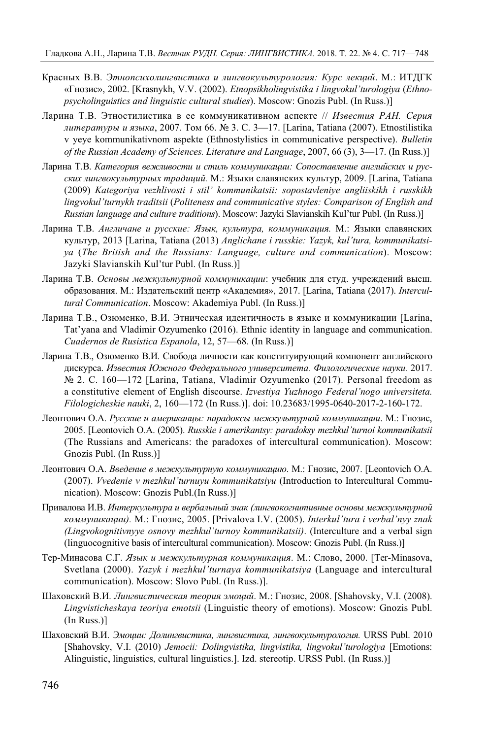Красных В.В. *Этнопсихолингвистика и лингвокультурология: Курс лекций*. М.: ИТДГК «Гнозис», 2002. [Krasnykh, V.V. (2002). *Etnopsikholingvistika i lingvokul'turologiya* (*Ethnopsycholinguistics and linguistic cultural studies*). Moscow: Gnozis Publ. (In Russ.)]

Ларина Т.В. Этностилистика в ее коммуникативном аспекте // *Известия РАН. Серия литературы и языка*, 2007. Том 66. № 3. С. 3—17. [Larina, Tatiana (2007). Etnostilistika v yeye kommunikativnom aspekte (Ethnostylistics in communicative perspective). *Bulletin of the Russian Academy of Sciences. Literature and Language*, 2007, 66 (3), 3—17. (In Russ.)]

Ларина Т.В. *Категория вежливости и стиль коммуникации: Сопоставление английских и русских лингвокультурных традиций.* М.: Языки славянских культур, 2009. [Larina, Tatiana (2009) *Kategoriya vezhlivosti i stil' kommunikatsii: sopostavleniye angliiskikh i russkikh lingvokul'turnykh traditsii* (*Politeness and communicative styles: Comparison of English and Russian language and culture traditions*). Moscow: Jazyki Slavianskih Kul'tur Publ. (In Russ.)]

Ларина Т.В. *Англичане и русские: Язык, культура, коммуникация.* М.: Языки славянских культур, 2013 [Larina, Tatiana (2013) *Anglichane i russkie: Yazyk, kul'tura, kommunikatsiya* (*The British and the Russians: Language, culture and communication*). Moscow: Jazyki Slavianskih Kul'tur Publ. (In Russ.)]

Ларина Т.В. *Основы межкультурной коммуникации*: учебник для студ. учреждений высш. образования. М.: Издательский центр «Академия», 2017. [Larina, Tatiana (2017). *Intercultural Communication*. Moscow: Akademiya Publ. (In Russ.)]

Ларина Т.В., Озюменко, В.И. Этническая идентичность в языке и коммуникации [Larina, Tat'yana and Vladimir Ozyumenko (2016). Ethnic identity in language and communication. *Cuadernos de Rusistica Espanola*, 12, 57—68. (In Russ.)]

Ларина Т.В., Озюменко В.И. Свобода личности как конституирующий компонент английского дискурса. *Известия Южного Федерального университета. Филологические науки.* 2017. № 2. С. 160—172 [Larina, Tatiana, Vladimir Ozyumenko (2017). Personal freedom as a constitutive element of English discourse. *Izvestiya Yuzhnogo Federal'nogo universiteta. Filologicheskie nauki*, 2, 160—172 (In Russ.)]. doi: 10.23683/1995-0640-2017-2-160-172.

Леонтович О.А. *Русские и американцы: парадоксы межкультурной коммуникации*. М.: Гнозис, 2005. [Leontovich O.A. (2005). *Russkie i amerikantsy: paradoksy mezhkul'turnoi kommunikatsii* (The Russians and Americans: the paradoxes of intercultural communication). Moscow: Gnozis Publ. (In Russ.)]

Леонтович О.А. *Введение в межкультурную коммуникацию*. М.: Гнозис, 2007. [Leontovich O.A. (2007). *Vvedenie v mezhkul'turnuyu kommunikatsiyu* (Introduction to Intercultural Communication). Moscow: Gnozis Publ.(In Russ.)]

Привалова И.В. *Интеркультура и вербальный знак (лингвокогнитивные основы межкультурной коммуникации).* М.: Гнозис, 2005. [Privalova I.V. (2005). *Interkul'tura i verbal'nyy znak (Lingvokognitivnyye osnovy mezhkul'turnoy kommunikatsii)*. (Interculture and a verbal sign (linguocognitive basis of intercultural communication). Moscow: Gnozis Publ. (In Russ.)]

Тер-Минасова С.Г. *Язык и межкультурная коммуникация*. М.: Слово, 2000. [Ter-Minasova, Svetlana (2000). *Yazyk i mezhkul'turnaya kommunikatsiya* (Language and intercultural communication). Moscow: Slovo Publ. (In Russ.)].

Шаховский В.И. *Лингвистическая теория эмоций*. М.: Гнозис, 2008. [Shahovsky, V.I. (2008). *Lingvisticheskaya teoriya emotsii* (Linguistic theory of emotions). Moscow: Gnozis Publ. (In Russ.)]

Шаховский В.И. *Эмоции: Долингвистика, лингвистика, лингвокультурология.* URSS Publ. 2010 [Shahovsky, V.I. (2010) *Jemocii: Dolingvistika, lingvistika, lingvokul'turologiya* [Emotions: Alinguistic, linguistics, cultural linguistics.]. Izd. stereotip. URSS Publ. (In Russ.)]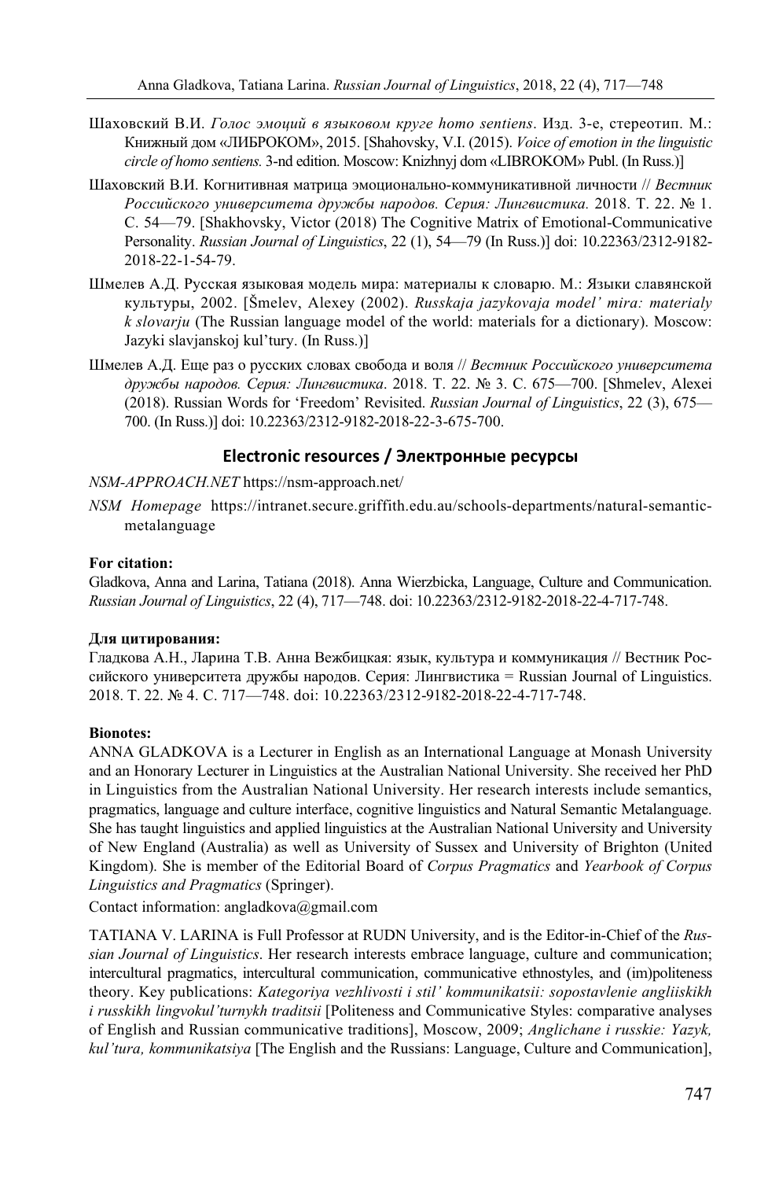Шаховский В.И. *Голос эмоций в языковом круге homo sentiens*. Изд. 3-е, стереотип. М.: Книжный дом «ЛИБРОКОМ», 2015. [Shahovsky, V.I. (2015). *Voice of emotion in the linguistic circle of homo sentiens.* 3-nd edition. Moscow: Knizhnyj dom «LIBROKOM» Publ. (In Russ.)]

Шаховский В.И. Когнитивная матрица эмоционально-коммуникативной личности // *Вестник Российского университета дружбы народов. Серия: Лингвистика.* 2018. Т. 22. № 1. С. 54—79. [Shakhovsky, Victor (2018) The Cognitive Matrix of Emotional-Communicative Personality. *Russian Journal of Linguistics*, 22 (1), 54—79 (In Russ.)] doi: 10.22363/2312-9182-2018-22-1-54-79.

Шмелев А.Д. Русская языковая модель мира: материалы к словарю. М.: Языки славянской культуры, 2002. [Šmelev, Alexey (2002). *Russkaja jazykovaja model' mira: materialy k slovarju* (The Russian language model of the world: materials for a dictionary). Moscow: Jazyki slavjanskoj kul'tury. (In Russ.)]

Шмелев А.Д. Еще раз о русских словах свобода и воля // *Вестник Российского университета дружбы народов. Серия: Лингвистика*. 2018. Т. 22. № 3. С. 675—700. [Shmelev, Alexei (2018). Russian Words for 'Freedom' Revisited. *Russian Journal of Linguistics*, 22 (3), 675—700. (In Russ.)] doi: 10.22363/2312-9182-2018-22-3-675-700.

## Electronic resources / Электронные ресурсы

*NSM-APPROACH.NET* https://nsm-approach.net/

*NSM Homepage* https://intranet.secure.griffith.edu.au/schools-departments/natural-semantic-metalanguage

**For citation:**

Gladkova, Anna and Larina, Tatiana (2018). Anna Wierzbicka, Language, Culture and Communication. *Russian Journal of Linguistics*, 22 (4), 717—748. doi: 10.22363/2312-9182-2018-22-4-717-748.

**Для цитирования:**

Гладкова А.Н., Ларина Т.В. Анна Вежбицкая: язык, культура и коммуникация // Вестник Российского университета дружбы народов. Серия: Лингвистика = Russian Journal of Linguistics. 2018. Т. 22. № 4. С. 717—748. doi: 10.22363/2312-9182-2018-22-4-717-748.

**Bionotes:**

ANNA GLADKOVA is a Lecturer in English as an International Language at Monash University and an Honorary Lecturer in Linguistics at the Australian National University. She received her PhD in Linguistics from the Australian National University. Her research interests include semantics, pragmatics, language and culture interface, cognitive linguistics and Natural Semantic Metalanguage. She has taught linguistics and applied linguistics at the Australian National University and University of New England (Australia) as well as University of Sussex and University of Brighton (United Kingdom). She is member of the Editorial Board of *Corpus Pragmatics* and *Yearbook of Corpus Linguistics and Pragmatics* (Springer).

Contact information: angladkova@gmail.com

TATIANA V. LARINA is Full Professor at RUDN University, and is the Editor-in-Chief of the *Russian Journal of Linguistics*. Her research interests embrace language, culture and communication; intercultural pragmatics, intercultural communication, communicative ethnostyles, and (im)politeness theory. Key publications: *Kategoriya vezhlivosti i stil' kommunikatsii: sopostavlenie angliiskikh i russkikh lingvokul'turnykh traditsii* [Politeness and Communicative Styles: comparative analyses of English and Russian communicative traditions], Moscow, 2009; *Anglichane i russkie: Yazyk, kul'tura, kommunikatsiya* [The English and the Russians: Language, Culture and Communication],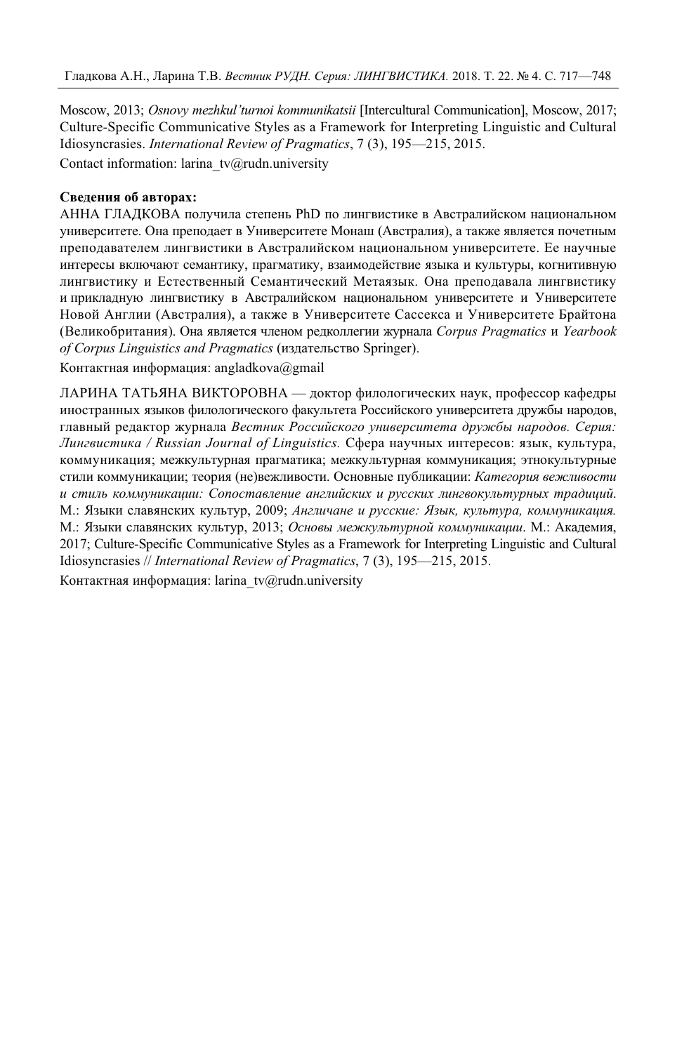Moscow, 2013; *Osnovy mezhkul'turnoi kommunikatsii* [Intercultural Communication], Moscow, 2017; Culture-Specific Communicative Styles as a Framework for Interpreting Linguistic and Cultural Idiosyncrasies. *International Review of Pragmatics*, 7 (3), 195—215, 2015.

Contact information: larina_tv@rudn.university

**Сведения об авторах:**

АННА ГЛАДКОВА получила степень PhD по лингвистике в Австралийском национальном университете. Она преподает в Университете Монаш (Австралия), а также является почетным преподавателем лингвистики в Австралийском национальном университете. Ее научные интересы включают семантику, прагматику, взаимодействие языка и культуры, когнитивную лингвистику и Естественный Семантический Метаязык. Она преподавала лингвистику и прикладную лингвистику в Австралийском национальном университете и Университете Новой Англии (Австралия), а также в Университете Сассекса и Университете Брайтона (Великобритания). Она является членом редколлегии журнала *Corpus Pragmatics* и *Yearbook of Corpus Linguistics and Pragmatics* (издательство Springer).

Контактная информация: angladkova@gmail

ЛАРИНА ТАТЬЯНА ВИКТОРОВНА — доктор филологических наук, профессор кафедры иностранных языков филологического факультета Российского университета дружбы народов, главный редактор журнала *Вестник Российского университета дружбы народов. Серия: Лингвистика / Russian Journal of Linguistics.* Сфера научных интересов: язык, культура, коммуникация; межкультурная прагматика; межкультурная коммуникация; этнокультурные стили коммуникации; теория (не)вежливости. Основные публикации: *Категория вежливости и стиль коммуникации: Сопоставление английских и русских лингвокультурных традиций.* М.: Языки славянских культур, 2009; *Англичане и русские: Язык, культура, коммуникация.* М.: Языки славянских культур, 2013; *Основы межкультурной коммуникации*. М.: Академия, 2017; Culture-Specific Communicative Styles as a Framework for Interpreting Linguistic and Cultural Idiosyncrasies // *International Review of Pragmatics*, 7 (3), 195—215, 2015.

Контактная информация: larina_tv@rudn.university